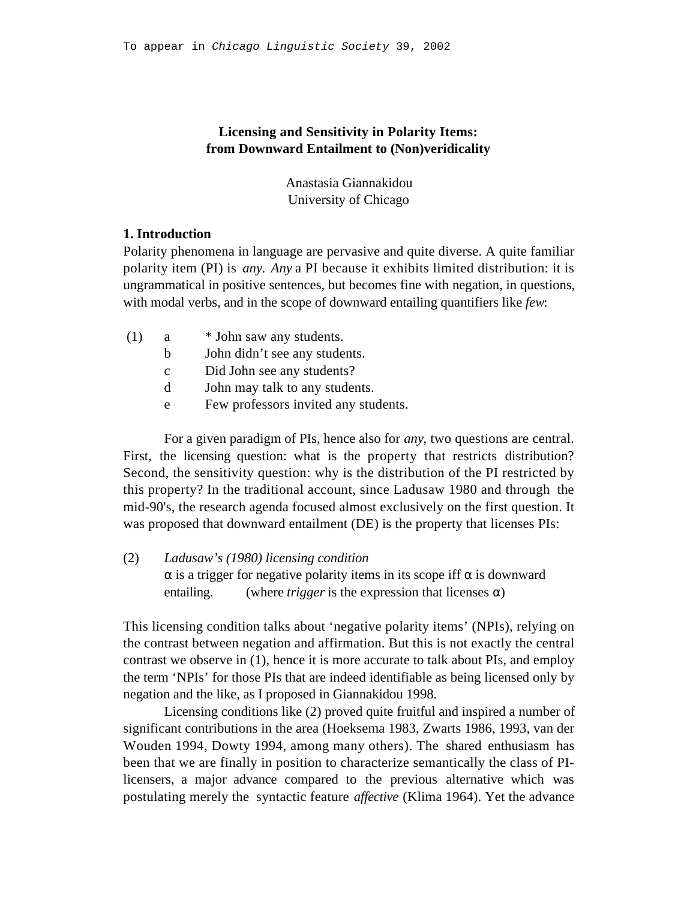To appear in *Chicago Linguistic Society* 39, 2002

# Licensing and Sensitivity in Polarity Items: from Downward Entailment to (Non)veridicality

Anastasia Giannakidou
University of Chicago

## 1. Introduction

Polarity phenomena in language are pervasive and quite diverse. A quite familiar polarity item (PI) is *any*. *Any* a PI because it exhibits limited distribution: it is ungrammatical in positive sentences, but becomes fine with negation, in questions, with modal verbs, and in the scope of downward entailing quantifiers like *few*:

(1) a * John saw any students.
 b John didn't see any students.
 c Did John see any students?
 d John may talk to any students.
 e Few professors invited any students.

For a given paradigm of PIs, hence also for *any*, two questions are central. First, the licensing question: what is the property that restricts distribution? Second, the sensitivity question: why is the distribution of the PI restricted by this property? In the traditional account, since Ladusaw 1980 and through the mid-90's, the research agenda focused almost exclusively on the first question. It was proposed that downward entailment (DE) is the property that licenses PIs:

(2) *Ladusaw's (1980) licensing condition*
 α is a trigger for negative polarity items in its scope iff α is downward entailing. (where *trigger* is the expression that licenses α)

This licensing condition talks about 'negative polarity items' (NPIs), relying on the contrast between negation and affirmation. But this is not exactly the central contrast we observe in (1), hence it is more accurate to talk about PIs, and employ the term 'NPIs' for those PIs that are indeed identifiable as being licensed only by negation and the like, as I proposed in Giannakidou 1998.

Licensing conditions like (2) proved quite fruitful and inspired a number of significant contributions in the area (Hoeksema 1983, Zwarts 1986, 1993, van der Wouden 1994, Dowty 1994, among many others). The shared enthusiasm has been that we are finally in position to characterize semantically the class of PI-licensers, a major advance compared to the previous alternative which was postulating merely the syntactic feature *affective* (Klima 1964). Yet the advance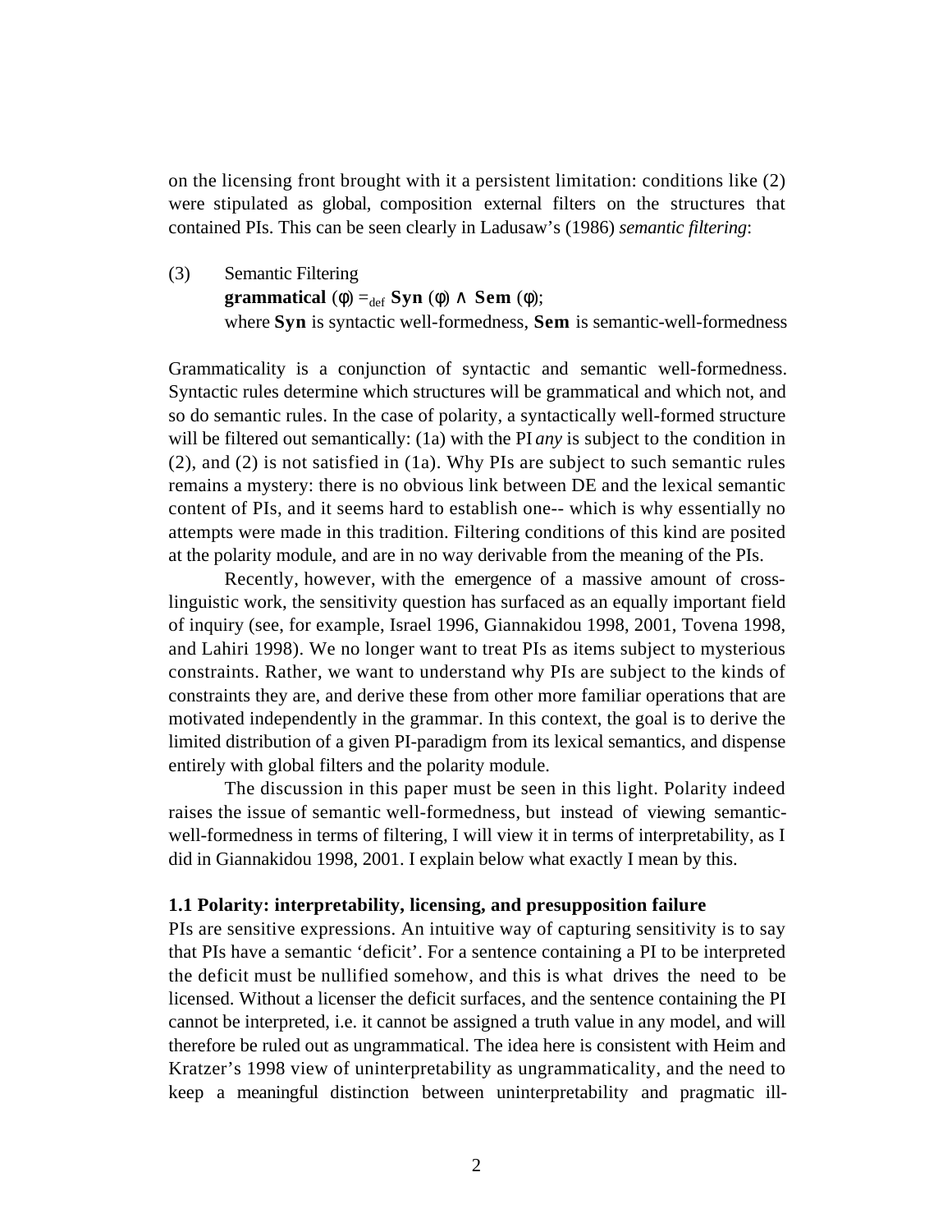on the licensing front brought with it a persistent limitation: conditions like (2) were stipulated as global, composition external filters on the structures that contained PIs. This can be seen clearly in Ladusaw's (1986) *semantic filtering*:

(3) Semantic Filtering
**grammatical** ($\phi$) $=_{def}$ **Syn** ($\phi$) $\wedge$ **Sem** ($\phi$);
where **Syn** is syntactic well-formedness, **Sem** is semantic-well-formedness

Grammaticality is a conjunction of syntactic and semantic well-formedness. Syntactic rules determine which structures will be grammatical and which not, and so do semantic rules. In the case of polarity, a syntactically well-formed structure will be filtered out semantically: (1a) with the PI *any* is subject to the condition in (2), and (2) is not satisfied in (1a). Why PIs are subject to such semantic rules remains a mystery: there is no obvious link between DE and the lexical semantic content of PIs, and it seems hard to establish one-- which is why essentially no attempts were made in this tradition. Filtering conditions of this kind are posited at the polarity module, and are in no way derivable from the meaning of the PIs.

Recently, however, with the emergence of a massive amount of cross-linguistic work, the sensitivity question has surfaced as an equally important field of inquiry (see, for example, Israel 1996, Giannakidou 1998, 2001, Tovena 1998, and Lahiri 1998). We no longer want to treat PIs as items subject to mysterious constraints. Rather, we want to understand why PIs are subject to the kinds of constraints they are, and derive these from other more familiar operations that are motivated independently in the grammar. In this context, the goal is to derive the limited distribution of a given PI-paradigm from its lexical semantics, and dispense entirely with global filters and the polarity module.

The discussion in this paper must be seen in this light. Polarity indeed raises the issue of semantic well-formedness, but instead of viewing semantic-well-formedness in terms of filtering, I will view it in terms of interpretability, as I did in Giannakidou 1998, 2001. I explain below what exactly I mean by this.

### 1.1 Polarity: interpretability, licensing, and presupposition failure

PIs are sensitive expressions. An intuitive way of capturing sensitivity is to say that PIs have a semantic 'deficit'. For a sentence containing a PI to be interpreted the deficit must be nullified somehow, and this is what drives the need to be licensed. Without a licenser the deficit surfaces, and the sentence containing the PI cannot be interpreted, i.e. it cannot be assigned a truth value in any model, and will therefore be ruled out as ungrammatical. The idea here is consistent with Heim and Kratzer's 1998 view of uninterpretability as ungrammaticality, and the need to keep a meaningful distinction between uninterpretability and pragmatic ill-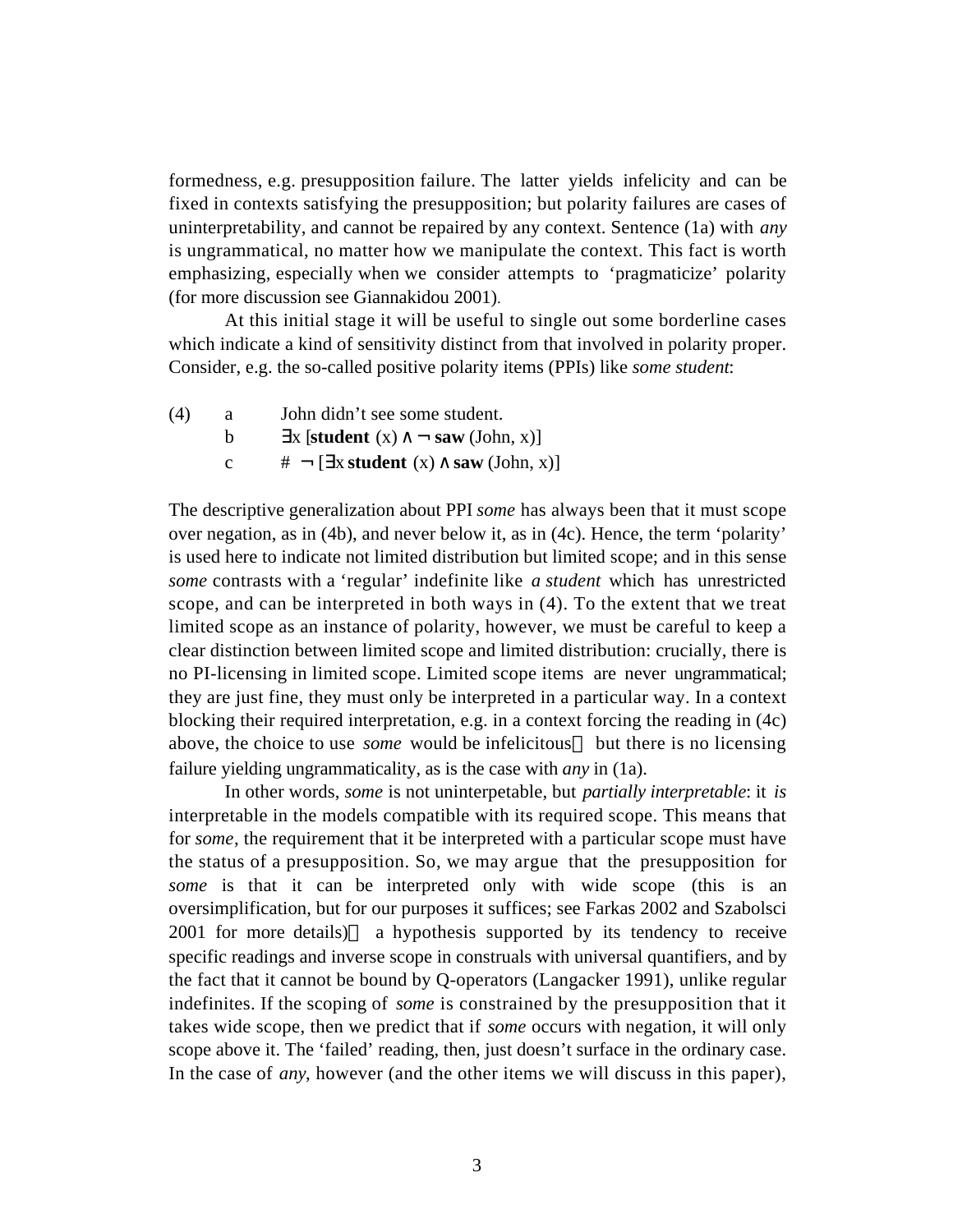formedness, e.g. presupposition failure. The latter yields infelicity and can be fixed in contexts satisfying the presupposition; but polarity failures are cases of uninterpretability, and cannot be repaired by any context. Sentence (1a) with *any* is ungrammatical, no matter how we manipulate the context. This fact is worth emphasizing, especially when we consider attempts to 'pragmaticize' polarity (for more discussion see Giannakidou 2001).

At this initial stage it will be useful to single out some borderline cases which indicate a kind of sensitivity distinct from that involved in polarity proper. Consider, e.g. the so-called positive polarity items (PPIs) like *some student*:

(4) a John didn't see some student.

b $\exists x\, [\mathbf{student}\ (x) \wedge \neg\ \mathbf{saw}\ (\text{John}, x)]$

c # $\neg\ [\exists x\ \mathbf{student}\ (x) \wedge \mathbf{saw}\ (\text{John}, x)]$

The descriptive generalization about PPI *some* has always been that it must scope over negation, as in (4b), and never below it, as in (4c). Hence, the term 'polarity' is used here to indicate not limited distribution but limited scope; and in this sense *some* contrasts with a 'regular' indefinite like *a student* which has unrestricted scope, and can be interpreted in both ways in (4). To the extent that we treat limited scope as an instance of polarity, however, we must be careful to keep a clear distinction between limited scope and limited distribution: crucially, there is no PI-licensing in limited scope. Limited scope items are never ungrammatical; they are just fine, they must only be interpreted in a particular way. In a context blocking their required interpretation, e.g. in a context forcing the reading in (4c) above, the choice to use *some* would be infelicitous— but there is no licensing failure yielding ungrammaticality, as is the case with *any* in (1a).

In other words, *some* is not uninterpetable, but *partially interpretable*: it *is* interpretable in the models compatible with its required scope. This means that for *some*, the requirement that it be interpreted with a particular scope must have the status of a presupposition. So, we may argue that the presupposition for *some* is that it can be interpreted only with wide scope (this is an oversimplification, but for our purposes it suffices; see Farkas 2002 and Szabolsci 2001 for more details)— a hypothesis supported by its tendency to receive specific readings and inverse scope in construals with universal quantifiers, and by the fact that it cannot be bound by Q-operators (Langacker 1991), unlike regular indefinites. If the scoping of *some* is constrained by the presupposition that it takes wide scope, then we predict that if *some* occurs with negation, it will only scope above it. The 'failed' reading, then, just doesn't surface in the ordinary case. In the case of *any*, however (and the other items we will discuss in this paper),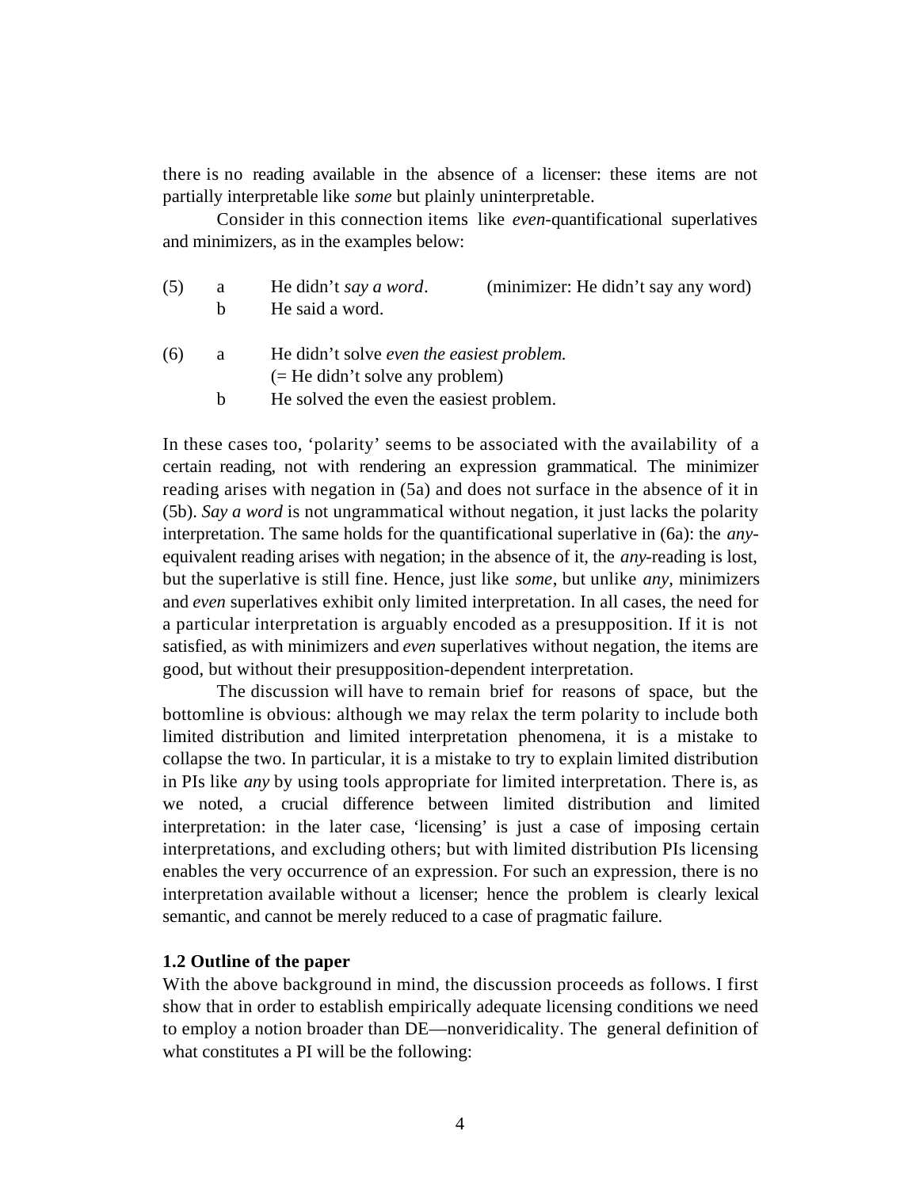there is no reading available in the absence of a licenser: these items are not partially interpretable like *some* but plainly uninterpretable.

Consider in this connection items like *even*-quantificational superlatives and minimizers, as in the examples below:

(5) a He didn't *say a word*. (minimizer: He didn't say any word)
    b He said a word.

(6) a He didn't solve *even the easiest problem.*
    (= He didn't solve any problem)
    b He solved the even the easiest problem.

In these cases too, 'polarity' seems to be associated with the availability of a certain reading, not with rendering an expression grammatical. The minimizer reading arises with negation in (5a) and does not surface in the absence of it in (5b). *Say a word* is not ungrammatical without negation, it just lacks the polarity interpretation. The same holds for the quantificational superlative in (6a): the *any*-equivalent reading arises with negation; in the absence of it, the *any*-reading is lost, but the superlative is still fine. Hence, just like *some*, but unlike *any*, minimizers and *even* superlatives exhibit only limited interpretation. In all cases, the need for a particular interpretation is arguably encoded as a presupposition. If it is not satisfied, as with minimizers and *even* superlatives without negation, the items are good, but without their presupposition-dependent interpretation.

The discussion will have to remain brief for reasons of space, but the bottomline is obvious: although we may relax the term polarity to include both limited distribution and limited interpretation phenomena, it is a mistake to collapse the two. In particular, it is a mistake to try to explain limited distribution in PIs like *any* by using tools appropriate for limited interpretation. There is, as we noted, a crucial difference between limited distribution and limited interpretation: in the later case, 'licensing' is just a case of imposing certain interpretations, and excluding others; but with limited distribution PIs licensing enables the very occurrence of an expression. For such an expression, there is no interpretation available without a licenser; hence the problem is clearly lexical semantic, and cannot be merely reduced to a case of pragmatic failure.

### 1.2 Outline of the paper

With the above background in mind, the discussion proceeds as follows. I first show that in order to establish empirically adequate licensing conditions we need to employ a notion broader than DE—nonveridicality. The general definition of what constitutes a PI will be the following: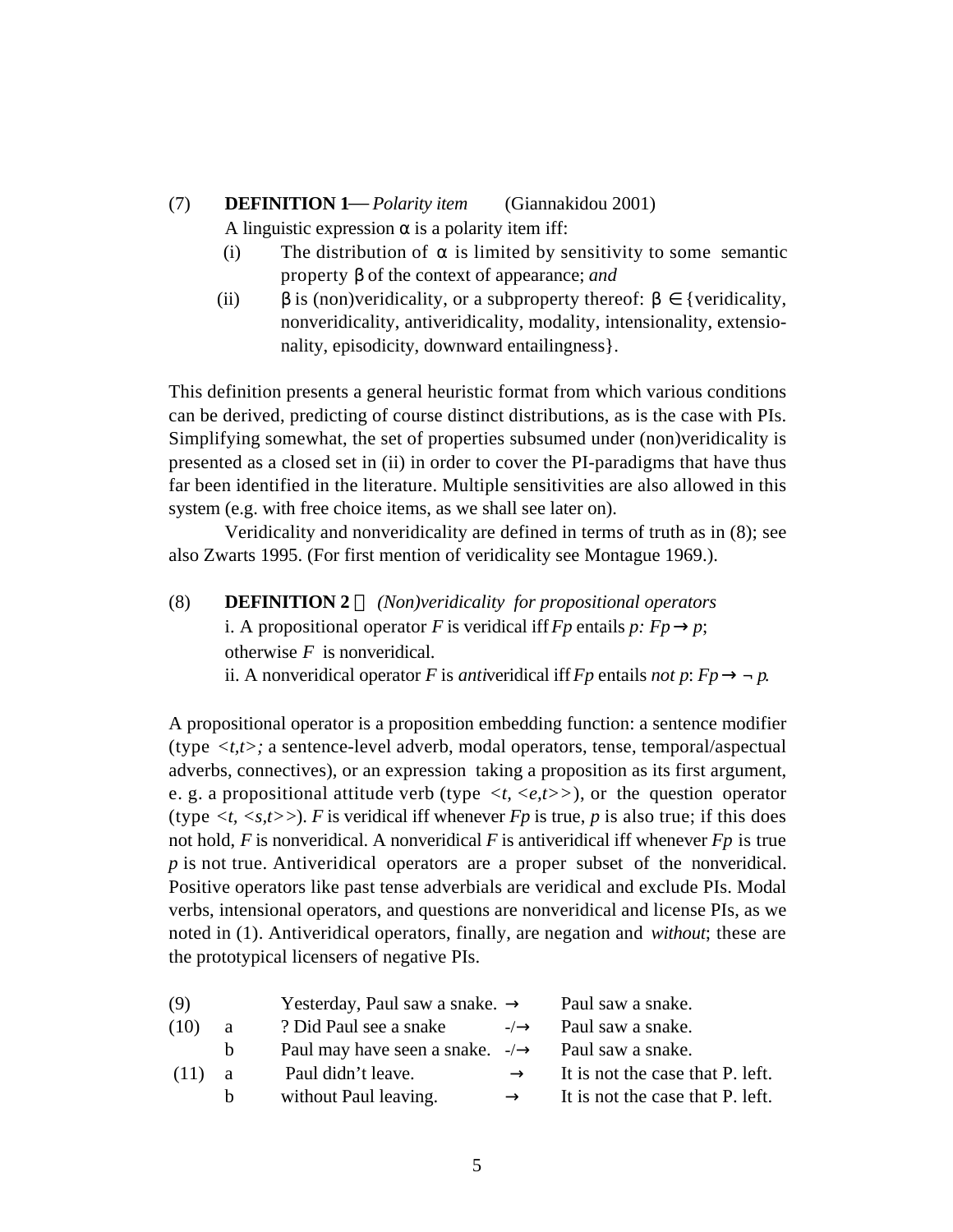(7) **DEFINITION 1**— *Polarity item* (Giannakidou 2001)

A linguistic expression α is a polarity item iff:

(i) The distribution of α is limited by sensitivity to some semantic property β of the context of appearance; *and*

(ii) β is (non)veridicality, or a subproperty thereof: β ∈ {veridicality, nonveridicality, antiveridicality, modality, intensionality, extensionality, episodicity, downward entailingness}.

This definition presents a general heuristic format from which various conditions can be derived, predicting of course distinct distributions, as is the case with PIs. Simplifying somewhat, the set of properties subsumed under (non)veridicality is presented as a closed set in (ii) in order to cover the PI-paradigms that have thus far been identified in the literature. Multiple sensitivities are also allowed in this system (e.g. with free choice items, as we shall see later on).

Veridicality and nonveridicality are defined in terms of truth as in (8); see also Zwarts 1995. (For first mention of veridicality see Montague 1969.).

(8) **DEFINITION 2** — *(Non)veridicality for propositional operators*

i. A propositional operator $F$ is veridical iff $Fp$ entails $p$: $Fp \rightarrow p$; otherwise $F$ is nonveridical.

ii. A nonveridical operator $F$ is *anti*veridical iff $Fp$ entails *not p*: $Fp \rightarrow \neg p$.

A propositional operator is a proposition embedding function: a sentence modifier (type $<t,t>$; a sentence-level adverb, modal operators, tense, temporal/aspectual adverbs, connectives), or an expression taking a proposition as its first argument, e. g. a propositional attitude verb (type $<t, <e,t>>$), or the question operator (type $<t, <s,t>>$). $F$ is veridical iff whenever $Fp$ is true, $p$ is also true; if this does not hold, $F$ is nonveridical. A nonveridical $F$ is antiveridical iff whenever $Fp$ is true $p$ is not true. Antiveridical operators are a proper subset of the nonveridical. Positive operators like past tense adverbials are veridical and exclude PIs. Modal verbs, intensional operators, and questions are nonveridical and license PIs, as we noted in (1). Antiveridical operators, finally, are negation and *without*; these are the prototypical licensers of negative PIs.

| | | | | |
|---|---|---|---|---|
| (9) | | Yesterday, Paul saw a snake. | $\rightarrow$ | Paul saw a snake. |
| (10) | a | ? Did Paul see a snake | $-/\rightarrow$ | Paul saw a snake. |
| | b | Paul may have seen a snake. | $-/\rightarrow$ | Paul saw a snake. |
| (11) | a | Paul didn't leave. | $\rightarrow$ | It is not the case that P. left. |
| | b | without Paul leaving. | $\rightarrow$ | It is not the case that P. left. |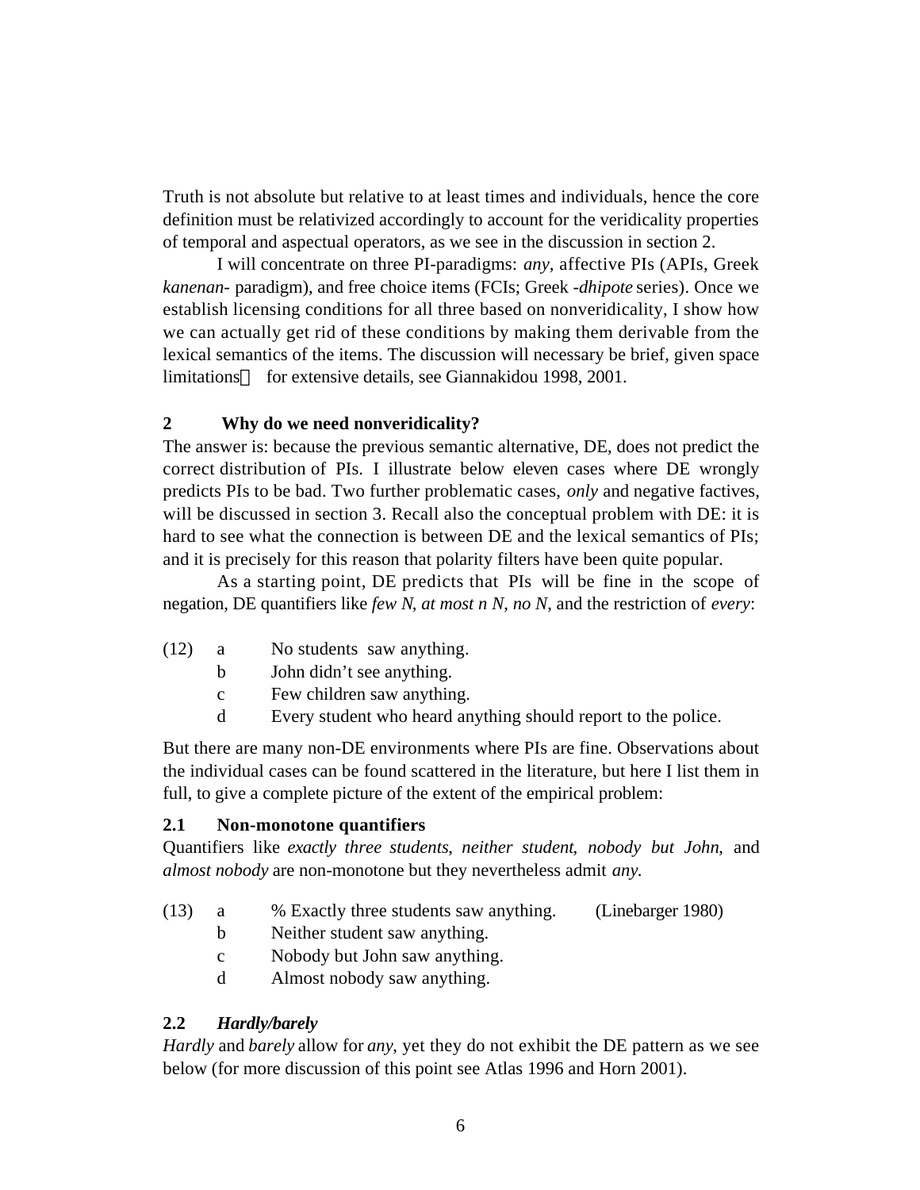Truth is not absolute but relative to at least times and individuals, hence the core definition must be relativized accordingly to account for the veridicality properties of temporal and aspectual operators, as we see in the discussion in section 2.

I will concentrate on three PI-paradigms: *any*, affective PIs (APIs, Greek *kanenan*- paradigm), and free choice items (FCIs; Greek -*dhipote* series). Once we establish licensing conditions for all three based on nonveridicality, I show how we can actually get rid of these conditions by making them derivable from the lexical semantics of the items. The discussion will necessary be brief, given space limitations for extensive details, see Giannakidou 1998, 2001.

## 2 Why do we need nonveridicality?

The answer is: because the previous semantic alternative, DE, does not predict the correct distribution of PIs. I illustrate below eleven cases where DE wrongly predicts PIs to be bad. Two further problematic cases, *only* and negative factives, will be discussed in section 3. Recall also the conceptual problem with DE: it is hard to see what the connection is between DE and the lexical semantics of PIs; and it is precisely for this reason that polarity filters have been quite popular.

As a starting point, DE predicts that PIs will be fine in the scope of negation, DE quantifiers like *few N*, *at most n N*, *no N*, and the restriction of *every*:

(12) a No students saw anything.
 b John didn't see anything.
 c Few children saw anything.
 d Every student who heard anything should report to the police.

But there are many non-DE environments where PIs are fine. Observations about the individual cases can be found scattered in the literature, but here I list them in full, to give a complete picture of the extent of the empirical problem:

### 2.1 Non-monotone quantifiers

Quantifiers like *exactly three students*, *neither student*, *nobody but John*, and *almost nobody* are non-monotone but they nevertheless admit *any.*

(13) a % Exactly three students saw anything. (Linebarger 1980)
 b Neither student saw anything.
 c Nobody but John saw anything.
 d Almost nobody saw anything.

### 2.2 *Hardly/barely*

*Hardly* and *barely* allow for *any*, yet they do not exhibit the DE pattern as we see below (for more discussion of this point see Atlas 1996 and Horn 2001).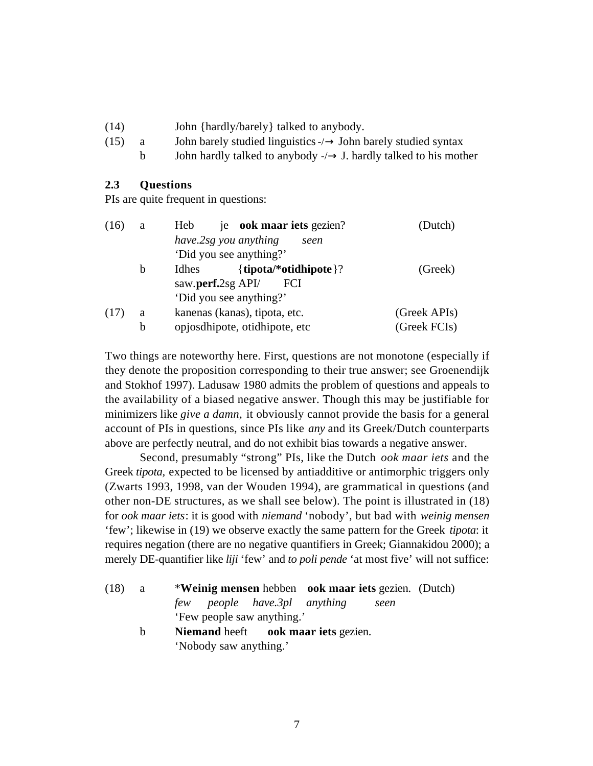(14) John {hardly/barely} talked to anybody.

(15) a John barely studied linguistics -/→ John barely studied syntax

b John hardly talked to anybody -/→ J. hardly talked to his mother

### 2.3 Questions

PIs are quite frequent in questions:

(16) a Heb je **ook maar iets** gezien? (Dutch)
*have.2sg you anything seen*
'Did you see anything?'

b Idhes {**tipota/\*otidhipote**}? (Greek)
saw.**perf.**2sg API/ FCI
'Did you see anything?'

(17) a kanenas (kanas), tipota, etc. (Greek APIs)

b opjosdhipote, otidhipote, etc (Greek FCIs)

Two things are noteworthy here. First, questions are not monotone (especially if they denote the proposition corresponding to their true answer; see Groenendijk and Stokhof 1997). Ladusaw 1980 admits the problem of questions and appeals to the availability of a biased negative answer. Though this may be justifiable for minimizers like *give a damn,* it obviously cannot provide the basis for a general account of PIs in questions, since PIs like *any* and its Greek/Dutch counterparts above are perfectly neutral, and do not exhibit bias towards a negative answer.

Second, presumably "strong" PIs, like the Dutch *ook maar iets* and the Greek *tipota,* expected to be licensed by antiadditive or antimorphic triggers only (Zwarts 1993, 1998, van der Wouden 1994), are grammatical in questions (and other non-DE structures, as we shall see below). The point is illustrated in (18) for *ook maar iets*: it is good with *niemand* 'nobody', but bad with *weinig mensen* 'few'; likewise in (19) we observe exactly the same pattern for the Greek *tipota*: it requires negation (there are no negative quantifiers in Greek; Giannakidou 2000); a merely DE-quantifier like *liji* 'few' and *to poli pende* 'at most five' will not suffice:

(18) a \***Weinig mensen** hebben **ook maar iets** gezien. (Dutch)
*few people have.3pl anything seen*
'Few people saw anything.'

b **Niemand** heeft **ook maar iets** gezien.
'Nobody saw anything.'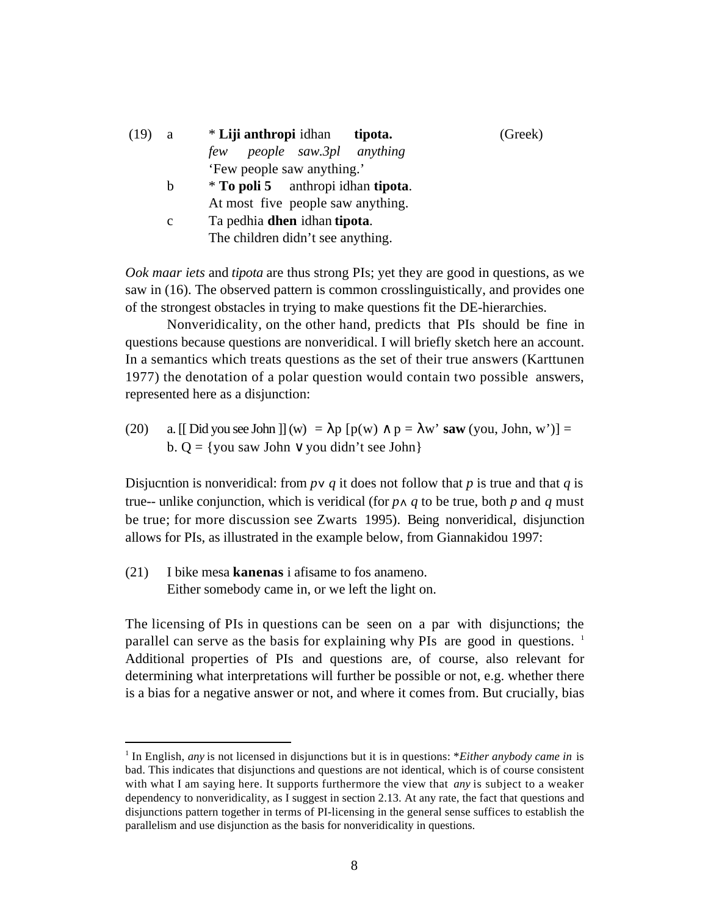(19) a &nbsp;&nbsp; * **Liji anthropi** idhan &nbsp;&nbsp; **tipota.** &nbsp;&nbsp;&nbsp;&nbsp;&nbsp;&nbsp;&nbsp;&nbsp; (Greek)
*few &nbsp; people &nbsp; saw.3pl &nbsp; anything*
'Few people saw anything.'

b &nbsp;&nbsp; * **To poli 5** &nbsp; anthropi idhan **tipota**.
At most five people saw anything.

c &nbsp;&nbsp; Ta pedhia **dhen** idhan **tipota**.
The children didn't see anything.

*Ook maar iets* and *tipota* are thus strong PIs; yet they are good in questions, as we saw in (16). The observed pattern is common crosslinguistically, and provides one of the strongest obstacles in trying to make questions fit the DE-hierarchies.

Nonveridicality, on the other hand, predicts that PIs should be fine in questions because questions are nonveridical. I will briefly sketch here an account. In a semantics which treats questions as the set of their true answers (Karttunen 1977) the denotation of a polar question would contain two possible answers, represented here as a disjunction:

(20) a. [[ Did you see John ]] (w) $= \lambda p\ [p(w) \wedge p = \lambda w'$ **saw** (you, John, w')] =
b. Q = {you saw John $\vee$ you didn't see John}

Disjucntion is nonveridical: from $p \vee q$ it does not follow that $p$ is true and that $q$ is true-- unlike conjunction, which is veridical (for $p \wedge q$ to be true, both $p$ and $q$ must be true; for more discussion see Zwarts 1995). Being nonveridical, disjunction allows for PIs, as illustrated in the example below, from Giannakidou 1997:

(21) I bike mesa **kanenas** i afisame to fos anameno.
Either somebody came in, or we left the light on.

The licensing of PIs in questions can be seen on a par with disjunctions; the parallel can serve as the basis for explaining why PIs are good in questions. [1] Additional properties of PIs and questions are, of course, also relevant for determining what interpretations will further be possible or not, e.g. whether there is a bias for a negative answer or not, and where it comes from. But crucially, bias

---

[1] In English, *any* is not licensed in disjunctions but it is in questions: \**Either anybody came in* is bad. This indicates that disjunctions and questions are not identical, which is of course consistent with what I am saying here. It supports furthermore the view that *any* is subject to a weaker dependency to nonveridicality, as I suggest in section 2.13. At any rate, the fact that questions and disjunctions pattern together in terms of PI-licensing in the general sense suffices to establish the parallelism and use disjunction as the basis for nonveridicality in questions.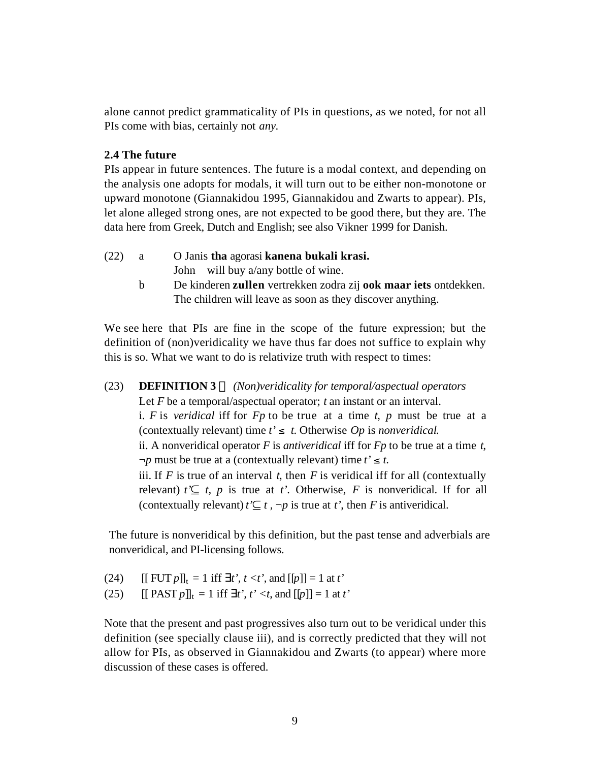alone cannot predict grammaticality of PIs in questions, as we noted, for not all PIs come with bias, certainly not *any*.

### 2.4 The future

PIs appear in future sentences. The future is a modal context, and depending on the analysis one adopts for modals, it will turn out to be either non-monotone or upward monotone (Giannakidou 1995, Giannakidou and Zwarts to appear). PIs, let alone alleged strong ones, are not expected to be good there, but they are. The data here from Greek, Dutch and English; see also Vikner 1999 for Danish.

(22) a O Janis **tha** agorasi **kanena bukali krasi.**
  John will buy a/any bottle of wine.

b De kinderen **zullen** vertrekken zodra zij **ook maar iets** ontdekken.
  The children will leave as soon as they discover anything.

We see here that PIs are fine in the scope of the future expression; but the definition of (non)veridicality we have thus far does not suffice to explain why this is so. What we want to do is relativize truth with respect to times:

(23) **DEFINITION 3** *(Non)veridicality for temporal/aspectual operators*
Let *F* be a temporal/aspectual operator; *t* an instant or an interval.
i. *F* is *veridical* iff for *Fp* to be true at a time *t*, *p* must be true at a (contextually relevant) time $t' \leq t$. Otherwise *Op* is *nonveridical.*
ii. A nonveridical operator *F* is *antiveridical* iff for *Fp* to be true at a time *t*, $\neg p$ must be true at a (contextually relevant) time $t' \leq t$.
iii. If *F* is true of an interval *t*, then *F* is veridical iff for all (contextually relevant) $t' \subseteq t$, *p* is true at *t'*. Otherwise, *F* is nonveridical. If for all (contextually relevant) $t' \subseteq t$ , $\neg p$ is true at *t'*, then *F* is antiveridical.

The future is nonveridical by this definition, but the past tense and adverbials are nonveridical, and PI-licensing follows.

(24) $[[\text{ FUT } p]]_t = 1$ iff $\exists t', t < t'$, and $[[p]] = 1$ at $t'$

(25) $[[\text{ PAST } p]]_t = 1$ iff $\exists t', t' < t$, and $[[p]] = 1$ at $t'$

Note that the present and past progressives also turn out to be veridical under this definition (see specially clause iii), and is correctly predicted that they will not allow for PIs, as observed in Giannakidou and Zwarts (to appear) where more discussion of these cases is offered.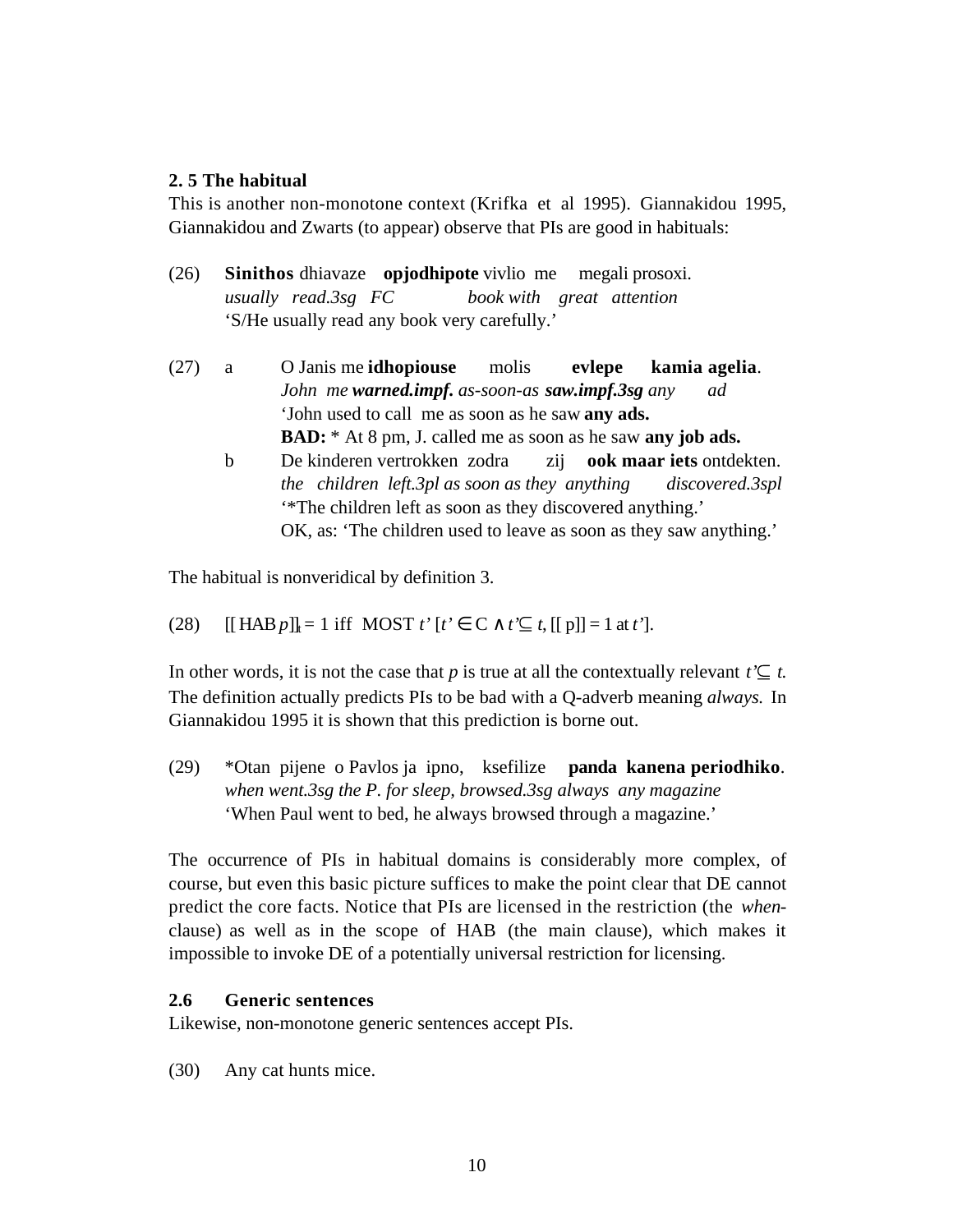**2. 5 The habitual**

This is another non-monotone context (Krifka et al 1995). Giannakidou 1995, Giannakidou and Zwarts (to appear) observe that PIs are good in habituals:

(26) **Sinithos** dhiavaze **opjodhipote** vivlio me megali prosoxi.
*usually read.3sg FC book with great attention*
'S/He usually read any book very carefully.'

(27) a O Janis me **idhopiouse** molis **evlepe** **kamia agelia**.
*John me* ***warned.impf.*** *as-soon-as* ***saw.impf.3sg*** *any ad*
'John used to call me as soon as he saw **any ads.**
**BAD:** * At 8 pm, J. called me as soon as he saw **any job ads.**

b De kinderen vertrokken zodra zij **ook maar iets** ontdekten.
*the children left.3pl as soon as they anything discovered.3spl*
'*The children left as soon as they discovered anything.'
OK, as: 'The children used to leave as soon as they saw anything.'

The habitual is nonveridical by definition 3.

(28) $[[\text{ HAB } p]]_t = 1$ iff MOST $t'$ $[t' \in C \wedge t' \subseteq t, [[\text{ p}]] = 1 \text{ at } t']$.

In other words, it is not the case that *p* is true at all the contextually relevant $t' \subseteq t$. The definition actually predicts PIs to be bad with a Q-adverb meaning *always.* In Giannakidou 1995 it is shown that this prediction is borne out.

(29) *Otan pijene o Pavlos ja ipno, ksefilize **panda kanena periodhiko**.
*when went.3sg the P. for sleep, browsed.3sg always any magazine*
'When Paul went to bed, he always browsed through a magazine.'

The occurrence of PIs in habitual domains is considerably more complex, of course, but even this basic picture suffices to make the point clear that DE cannot predict the core facts. Notice that PIs are licensed in the restriction (the *when*-clause) as well as in the scope of HAB (the main clause), which makes it impossible to invoke DE of a potentially universal restriction for licensing.

**2.6 Generic sentences**

Likewise, non-monotone generic sentences accept PIs.

(30) Any cat hunts mice.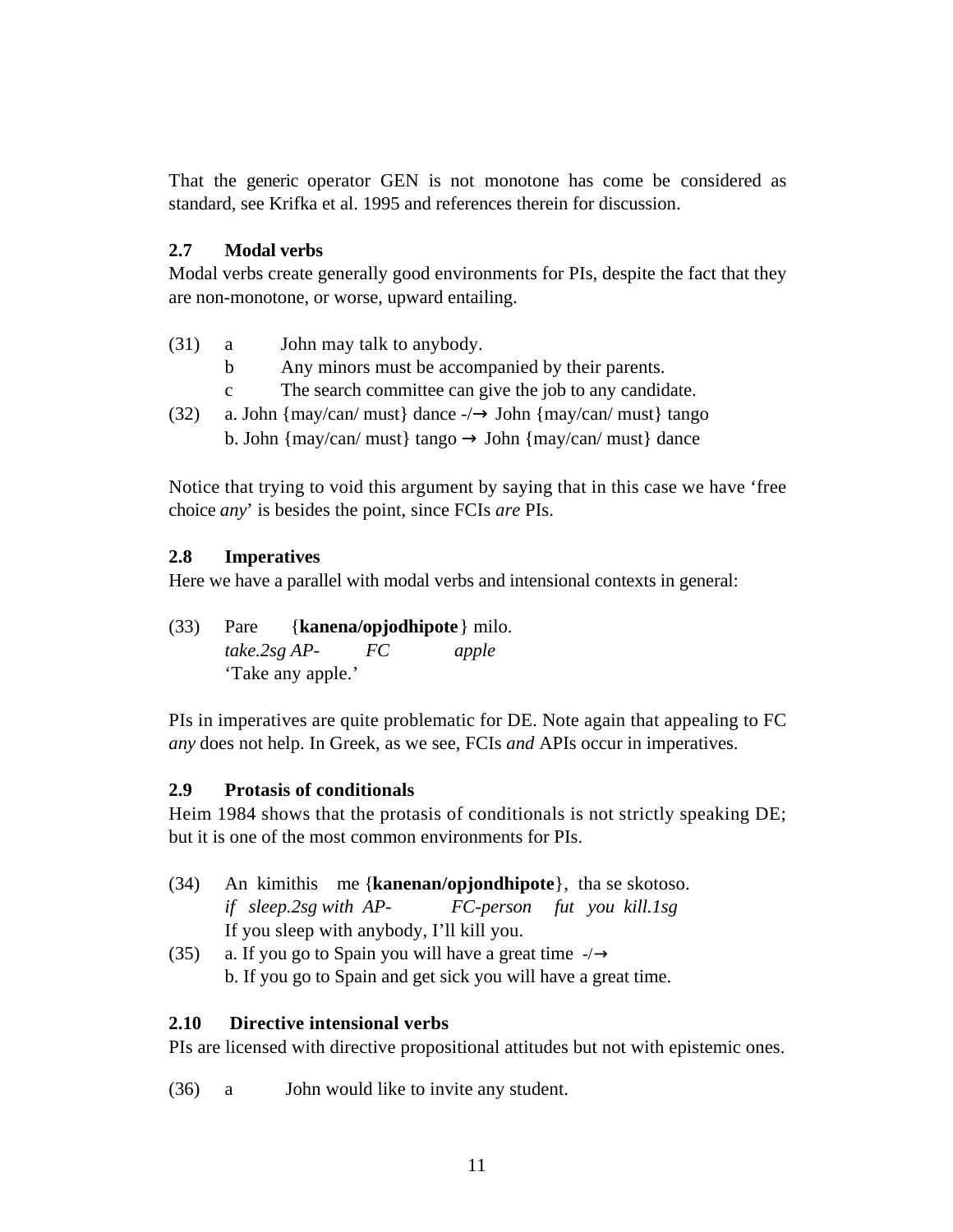That the generic operator GEN is not monotone has come be considered as standard, see Krifka et al. 1995 and references therein for discussion.

### 2.7 Modal verbs

Modal verbs create generally good environments for PIs, despite the fact that they are non-monotone, or worse, upward entailing.

(31) a John may talk to anybody.
 b Any minors must be accompanied by their parents.
 c The search committee can give the job to any candidate.

(32) a. John {may/can/ must} dance -/→ John {may/can/ must} tango
 b. John {may/can/ must} tango → John {may/can/ must} dance

Notice that trying to void this argument by saying that in this case we have 'free choice *any*' is besides the point, since FCIs *are* PIs.

### 2.8 Imperatives

Here we have a parallel with modal verbs and intensional contexts in general:

(33) Pare {**kanena/opjodhipote**} milo.
 *take.2sg AP- FC apple*
 'Take any apple.'

PIs in imperatives are quite problematic for DE. Note again that appealing to FC *any* does not help. In Greek, as we see, FCIs *and* APIs occur in imperatives.

### 2.9 Protasis of conditionals

Heim 1984 shows that the protasis of conditionals is not strictly speaking DE; but it is one of the most common environments for PIs.

(34) An kimithis me {**kanenan/opjondhipote**}, tha se skotoso.
 *if sleep.2sg with AP- FC-person fut you kill.1sg*
 If you sleep with anybody, I'll kill you.

(35) a. If you go to Spain you will have a great time -/→
 b. If you go to Spain and get sick you will have a great time.

### 2.10 Directive intensional verbs

PIs are licensed with directive propositional attitudes but not with epistemic ones.

(36) a John would like to invite any student.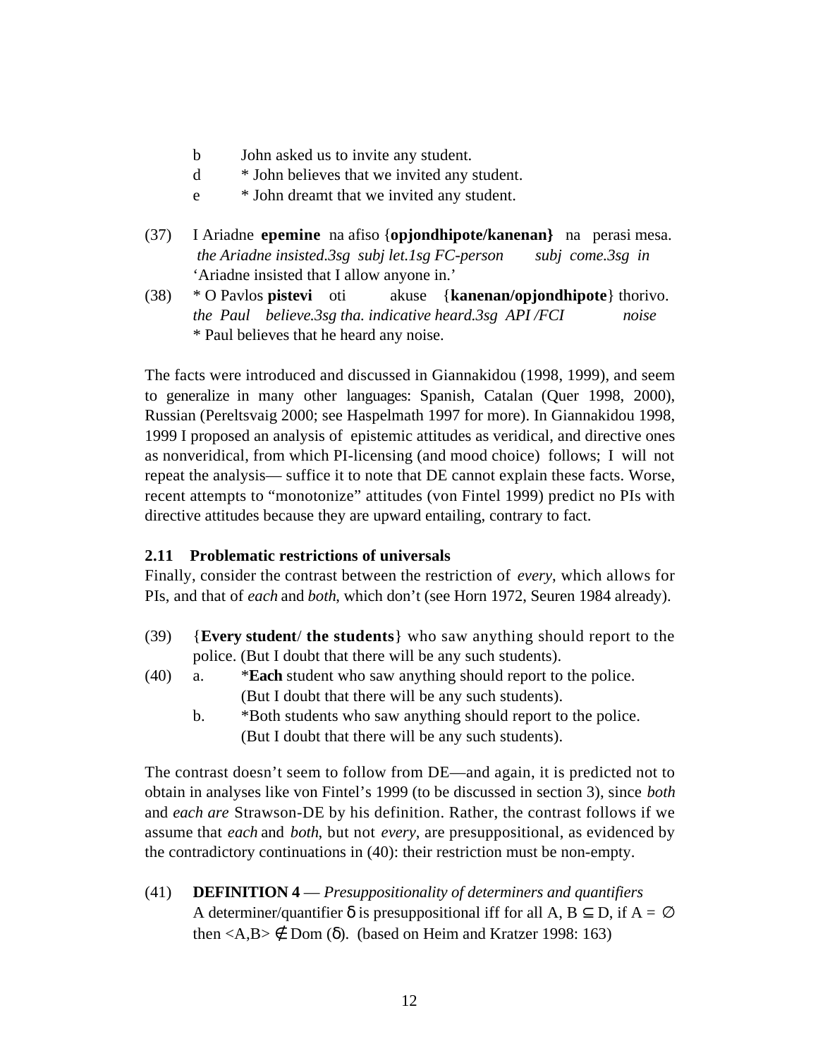b John asked us to invite any student.

d * John believes that we invited any student.

e * John dreamt that we invited any student.

(37) I Ariadne **epemine** na afiso {**opjondhipote/kanenan}** na perasi mesa.
*the Ariadne insisted.3sg subj let.1sg FC-person subj come.3sg in*
'Ariadne insisted that I allow anyone in.'

(38) * O Pavlos **pistevi** oti akuse {**kanenan/opjondhipote**} thorivo.
*the Paul believe.3sg tha. indicative heard.3sg API /FCI noise*
* Paul believes that he heard any noise.

The facts were introduced and discussed in Giannakidou (1998, 1999), and seem to generalize in many other languages: Spanish, Catalan (Quer 1998, 2000), Russian (Pereltsvaig 2000; see Haspelmath 1997 for more). In Giannakidou 1998, 1999 I proposed an analysis of epistemic attitudes as veridical, and directive ones as nonveridical, from which PI-licensing (and mood choice) follows; I will not repeat the analysis— suffice it to note that DE cannot explain these facts. Worse, recent attempts to "monotonize" attitudes (von Fintel 1999) predict no PIs with directive attitudes because they are upward entailing, contrary to fact.

### 2.11 Problematic restrictions of universals

Finally, consider the contrast between the restriction of *every*, which allows for PIs, and that of *each* and *both*, which don't (see Horn 1972, Seuren 1984 already).

(39) {**Every student**/ **the students**} who saw anything should report to the police. (But I doubt that there will be any such students).

(40) a. ***Each** student who saw anything should report to the police. (But I doubt that there will be any such students).

b. *Both students who saw anything should report to the police. (But I doubt that there will be any such students).

The contrast doesn't seem to follow from DE—and again, it is predicted not to obtain in analyses like von Fintel's 1999 (to be discussed in section 3), since *both* and *each are* Strawson-DE by his definition. Rather, the contrast follows if we assume that *each* and *both*, but not *every*, are presuppositional, as evidenced by the contradictory continuations in (40): their restriction must be non-empty.

(41) **DEFINITION 4** — *Presuppositionality of determiners and quantifiers*
A determiner/quantifier $\delta$ is presuppositional iff for all A, B $\subseteq$ D, if A = $\emptyset$ then $\langle A,B \rangle \notin$ Dom ($\delta$). (based on Heim and Kratzer 1998: 163)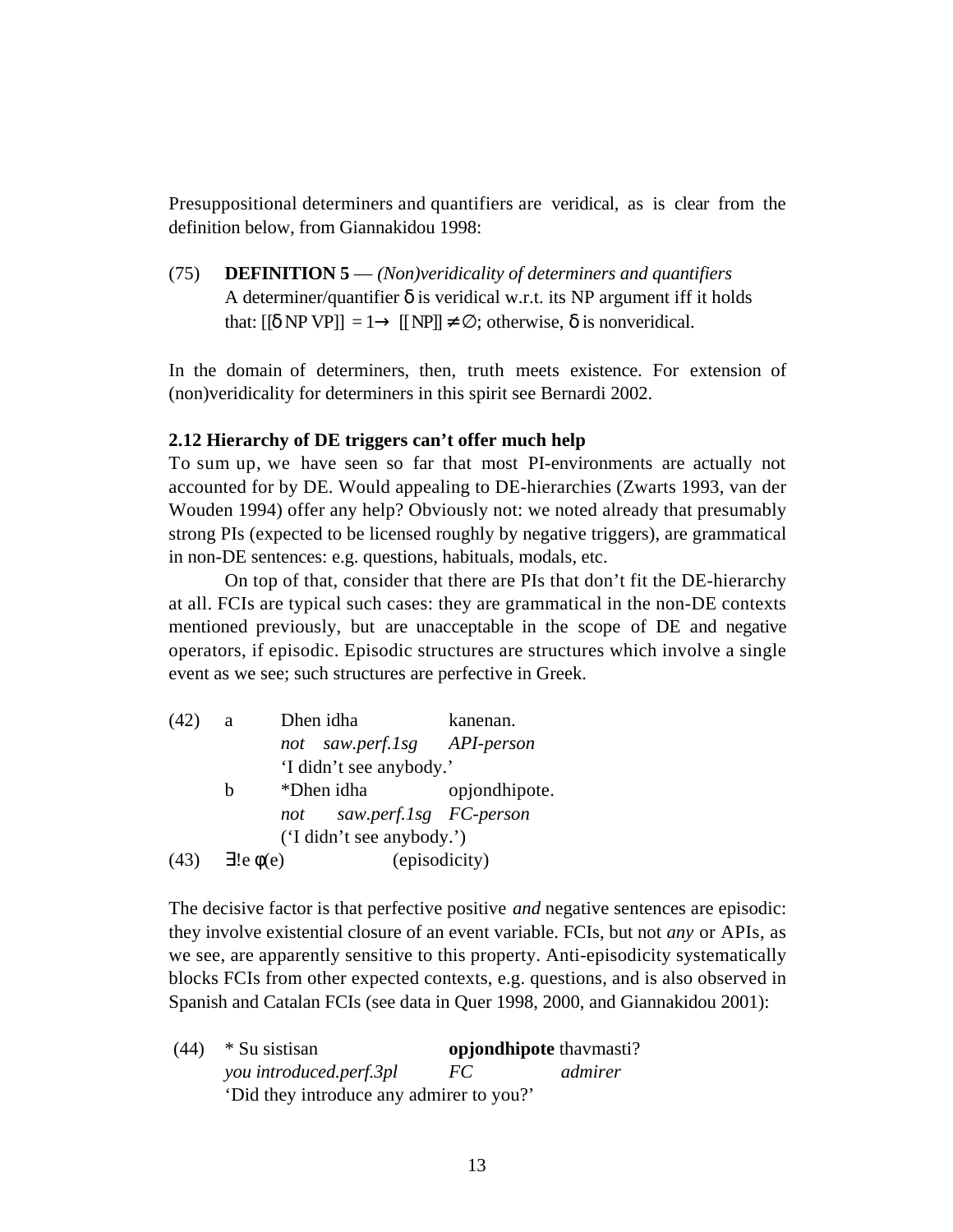Presuppositional determiners and quantifiers are veridical, as is clear from the definition below, from Giannakidou 1998:

(75) **DEFINITION 5** — *(Non)veridicality of determiners and quantifiers*
A determiner/quantifier δ is veridical w.r.t. its NP argument iff it holds that: $[[\delta \text{ NP VP}]] = 1 \rightarrow [[\text{NP}]] \neq \emptyset$; otherwise, δ is nonveridical.

In the domain of determiners, then, truth meets existence. For extension of (non)veridicality for determiners in this spirit see Bernardi 2002.

**2.12 Hierarchy of DE triggers can't offer much help**

To sum up, we have seen so far that most PI-environments are actually not accounted for by DE. Would appealing to DE-hierarchies (Zwarts 1993, van der Wouden 1994) offer any help? Obviously not: we noted already that presumably strong PIs (expected to be licensed roughly by negative triggers), are grammatical in non-DE sentences: e.g. questions, habituals, modals, etc.

On top of that, consider that there are PIs that don't fit the DE-hierarchy at all. FCIs are typical such cases: they are grammatical in the non-DE contexts mentioned previously, but are unacceptable in the scope of DE and negative operators, if episodic. Episodic structures are structures which involve a single event as we see; such structures are perfective in Greek.

(42) a Dhen idha kanenan.
*not saw.perf.1sg API-person*
'I didn't see anybody.'

b \*Dhen idha opjondhipote.
*not saw.perf.1sg FC-person*
('I didn't see anybody.')

(43) $\exists! e\ \phi(e)$ (episodicity)

The decisive factor is that perfective positive *and* negative sentences are episodic: they involve existential closure of an event variable. FCIs, but not *any* or APIs, as we see, are apparently sensitive to this property. Anti-episodicity systematically blocks FCIs from other expected contexts, e.g. questions, and is also observed in Spanish and Catalan FCIs (see data in Quer 1998, 2000, and Giannakidou 2001):

(44) \* Su sistisan **opjondhipote** thavmasti?
*you introduced.perf.3pl FC admirer*
'Did they introduce any admirer to you?'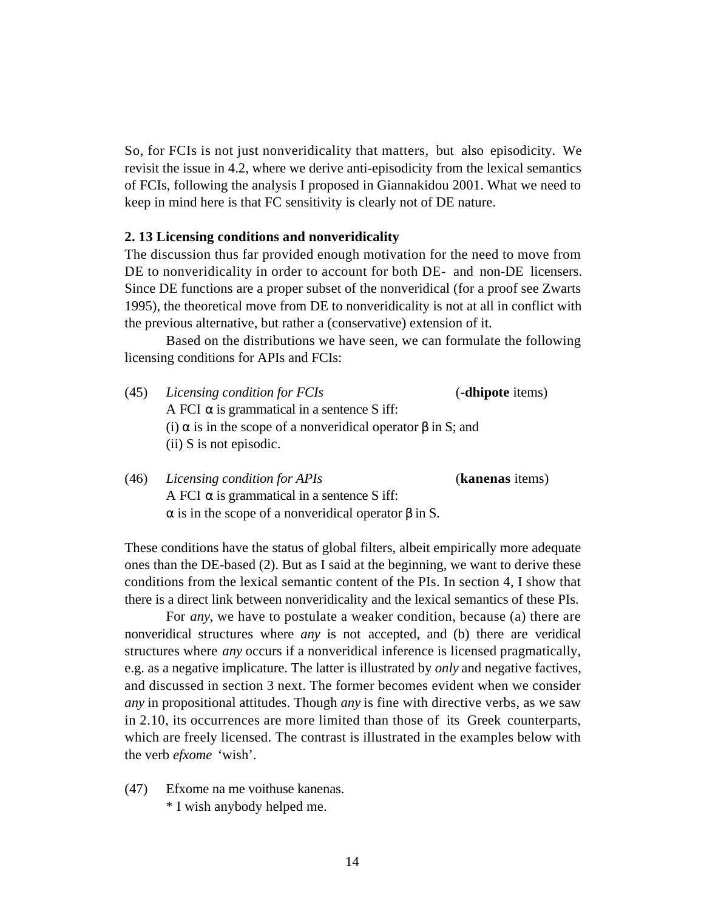So, for FCIs is not just nonveridicality that matters, but also episodicity. We revisit the issue in 4.2, where we derive anti-episodicity from the lexical semantics of FCIs, following the analysis I proposed in Giannakidou 2001. What we need to keep in mind here is that FC sensitivity is clearly not of DE nature.

### 2. 13 Licensing conditions and nonveridicality

The discussion thus far provided enough motivation for the need to move from DE to nonveridicality in order to account for both DE- and non-DE licensers. Since DE functions are a proper subset of the nonveridical (for a proof see Zwarts 1995), the theoretical move from DE to nonveridicality is not at all in conflict with the previous alternative, but rather a (conservative) extension of it.

Based on the distributions we have seen, we can formulate the following licensing conditions for APIs and FCIs:

(45) *Licensing condition for FCIs* (**-dhipote** items)
A FCI $\alpha$ is grammatical in a sentence S iff:
(i) $\alpha$ is in the scope of a nonveridical operator $\beta$ in S; and
(ii) S is not episodic.

(46) *Licensing condition for APIs* (**kanenas** items)
A FCI $\alpha$ is grammatical in a sentence S iff:
$\alpha$ is in the scope of a nonveridical operator $\beta$ in S.

These conditions have the status of global filters, albeit empirically more adequate ones than the DE-based (2). But as I said at the beginning, we want to derive these conditions from the lexical semantic content of the PIs. In section 4, I show that there is a direct link between nonveridicality and the lexical semantics of these PIs.

For *any*, we have to postulate a weaker condition, because (a) there are nonveridical structures where *any* is not accepted, and (b) there are veridical structures where *any* occurs if a nonveridical inference is licensed pragmatically, e.g. as a negative implicature. The latter is illustrated by *only* and negative factives, and discussed in section 3 next. The former becomes evident when we consider *any* in propositional attitudes. Though *any* is fine with directive verbs, as we saw in 2.10, its occurrences are more limited than those of its Greek counterparts, which are freely licensed. The contrast is illustrated in the examples below with the verb *efxome* 'wish'.

(47) Efxome na me voithuse kanenas.
* I wish anybody helped me.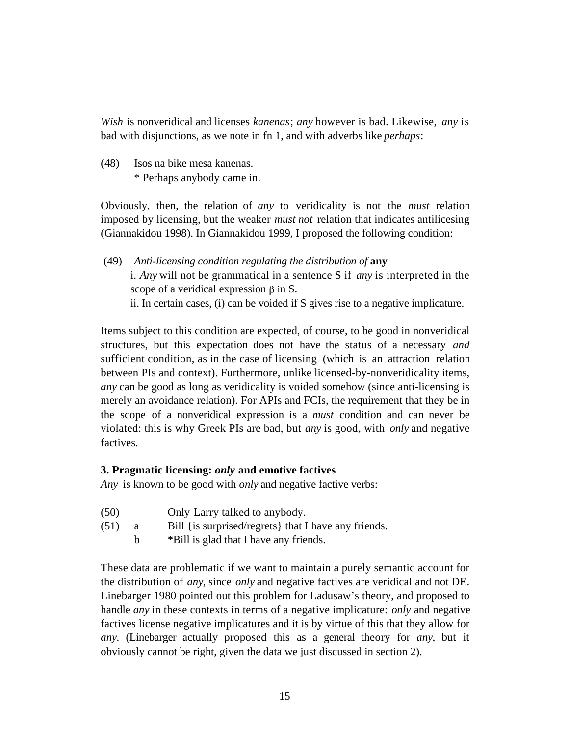*Wish* is nonveridical and licenses *kanenas*; *any* however is bad. Likewise, *any* is bad with disjunctions, as we note in fn 1, and with adverbs like *perhaps*:

(48) Isos na bike mesa kanenas.
  * Perhaps anybody came in.

Obviously, then, the relation of *any* to veridicality is not the *must* relation imposed by licensing, but the weaker *must not* relation that indicates antilicesing (Giannakidou 1998). In Giannakidou 1999, I proposed the following condition:

(49) *Anti-licensing condition regulating the distribution of* **any**
 i. *Any* will not be grammatical in a sentence S if *any* is interpreted in the scope of a veridical expression $\beta$ in S.
 ii. In certain cases, (i) can be voided if S gives rise to a negative implicature.

Items subject to this condition are expected, of course, to be good in nonveridical structures, but this expectation does not have the status of a necessary *and* sufficient condition, as in the case of licensing (which is an attraction relation between PIs and context). Furthermore, unlike licensed-by-nonveridicality items, *any* can be good as long as veridicality is voided somehow (since anti-licensing is merely an avoidance relation). For APIs and FCIs, the requirement that they be in the scope of a nonveridical expression is a *must* condition and can never be violated: this is why Greek PIs are bad, but *any* is good, with *only* and negative factives.

### 3. Pragmatic licensing: *only* and emotive factives

*Any* is known to be good with *only* and negative factive verbs:

(50) Only Larry talked to anybody.
(51) a Bill {is surprised/regrets} that I have any friends.
 b *Bill is glad that I have any friends.

These data are problematic if we want to maintain a purely semantic account for the distribution of *any*, since *only* and negative factives are veridical and not DE. Linebarger 1980 pointed out this problem for Ladusaw's theory, and proposed to handle *any* in these contexts in terms of a negative implicature: *only* and negative factives license negative implicatures and it is by virtue of this that they allow for *any*. (Linebarger actually proposed this as a general theory for *any*, but it obviously cannot be right, given the data we just discussed in section 2).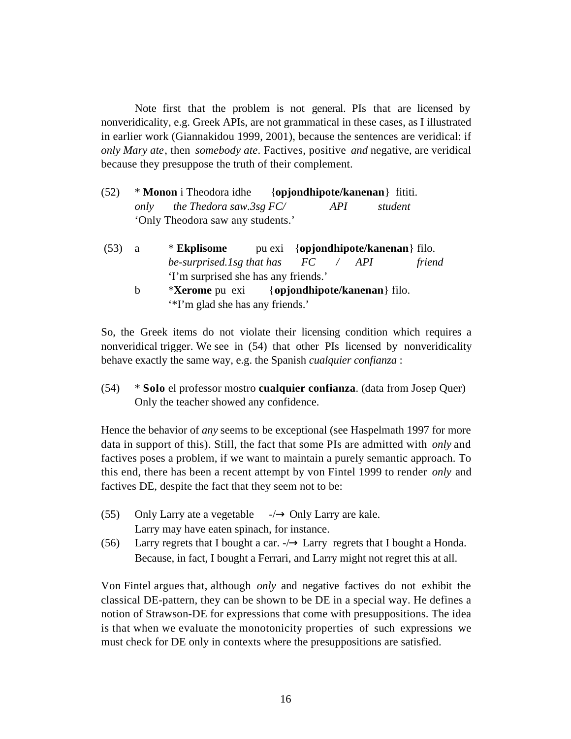Note first that the problem is not general. PIs that are licensed by nonveridicality, e.g. Greek APIs, are not grammatical in these cases, as I illustrated in earlier work (Giannakidou 1999, 2001), because the sentences are veridical: if *only Mary ate*, then *somebody ate*. Factives, positive *and* negative, are veridical because they presuppose the truth of their complement.

(52) \* **Monon** i Theodora idhe {**opjondhipote/kanenan**} fititi.
*only the Thedora saw.3sg FC/ API student*
'Only Theodora saw any students.'

(53) a \* **Ekplisome** pu exi {**opjondhipote/kanenan**} filo.
*be-surprised.1sg that has FC / API friend*
'I'm surprised she has any friends.'
b \***Xerome** pu exi {**opjondhipote/kanenan**} filo.
'\*I'm glad she has any friends.'

So, the Greek items do not violate their licensing condition which requires a nonveridical trigger. We see in (54) that other PIs licensed by nonveridicality behave exactly the same way, e.g. the Spanish *cualquier confianza* :

(54) \* **Solo** el professor mostro **cualquier confianza**. (data from Josep Quer)
Only the teacher showed any confidence.

Hence the behavior of *any* seems to be exceptional (see Haspelmath 1997 for more data in support of this). Still, the fact that some PIs are admitted with *only* and factives poses a problem, if we want to maintain a purely semantic approach. To this end, there has been a recent attempt by von Fintel 1999 to render *only* and factives DE, despite the fact that they seem not to be:

(55) Only Larry ate a vegetable -/→ Only Larry are kale.
Larry may have eaten spinach, for instance.

(56) Larry regrets that I bought a car. -/→ Larry regrets that I bought a Honda.
Because, in fact, I bought a Ferrari, and Larry might not regret this at all.

Von Fintel argues that, although *only* and negative factives do not exhibit the classical DE-pattern, they can be shown to be DE in a special way. He defines a notion of Strawson-DE for expressions that come with presuppositions. The idea is that when we evaluate the monotonicity properties of such expressions we must check for DE only in contexts where the presuppositions are satisfied.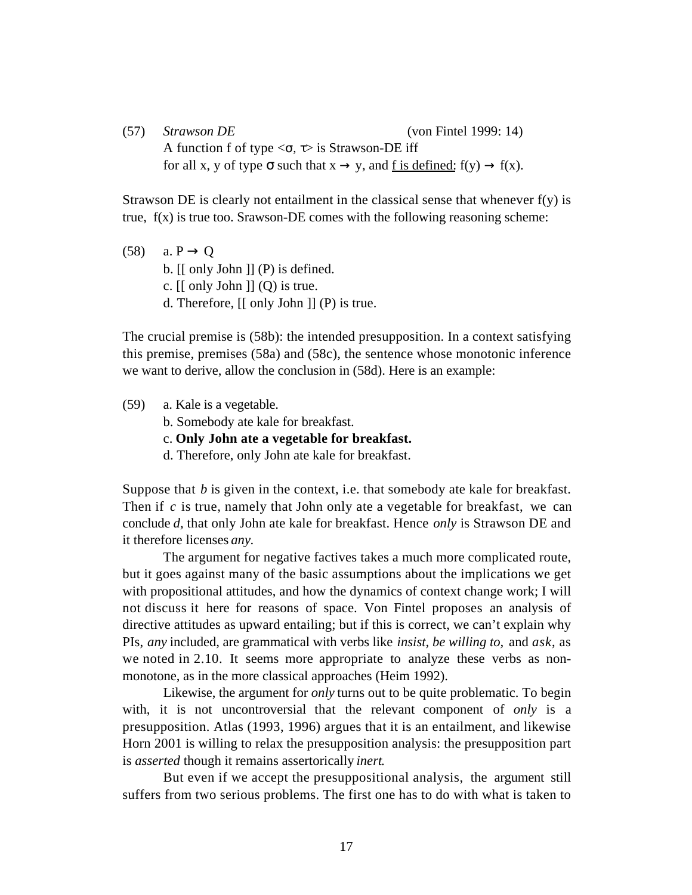(57) *Strawson DE* (von Fintel 1999: 14)
A function f of type $<\sigma, \tau>$ is Strawson-DE iff
for all x, y of type $\sigma$ such that $x \rightarrow y$, and <u>f is defined</u>: $f(y) \rightarrow f(x)$.

Strawson DE is clearly not entailment in the classical sense that whenever f(y) is true, f(x) is true too. Srawson-DE comes with the following reasoning scheme:

(58) a. $P \rightarrow Q$
b. [[ only John ]] (P) is defined.
c. [[ only John ]] (Q) is true.
d. Therefore, [[ only John ]] (P) is true.

The crucial premise is (58b): the intended presupposition. In a context satisfying this premise, premises (58a) and (58c), the sentence whose monotonic inference we want to derive, allow the conclusion in (58d). Here is an example:

(59) a. Kale is a vegetable.
b. Somebody ate kale for breakfast.
c. **Only John ate a vegetable for breakfast.**
d. Therefore, only John ate kale for breakfast.

Suppose that *b* is given in the context, i.e. that somebody ate kale for breakfast. Then if *c* is true, namely that John only ate a vegetable for breakfast, we can conclude *d*, that only John ate kale for breakfast. Hence *only* is Strawson DE and it therefore licenses *any*.

The argument for negative factives takes a much more complicated route, but it goes against many of the basic assumptions about the implications we get with propositional attitudes, and how the dynamics of context change work; I will not discuss it here for reasons of space. Von Fintel proposes an analysis of directive attitudes as upward entailing; but if this is correct, we can't explain why PIs, *any* included, are grammatical with verbs like *insist*, *be willing to*, and *ask*, as we noted in 2.10. It seems more appropriate to analyze these verbs as non-monotone, as in the more classical approaches (Heim 1992).

Likewise, the argument for *only* turns out to be quite problematic. To begin with, it is not uncontroversial that the relevant component of *only* is a presupposition. Atlas (1993, 1996) argues that it is an entailment, and likewise Horn 2001 is willing to relax the presupposition analysis: the presupposition part is *asserted* though it remains assertorically *inert*.

But even if we accept the presuppositional analysis, the argument still suffers from two serious problems. The first one has to do with what is taken to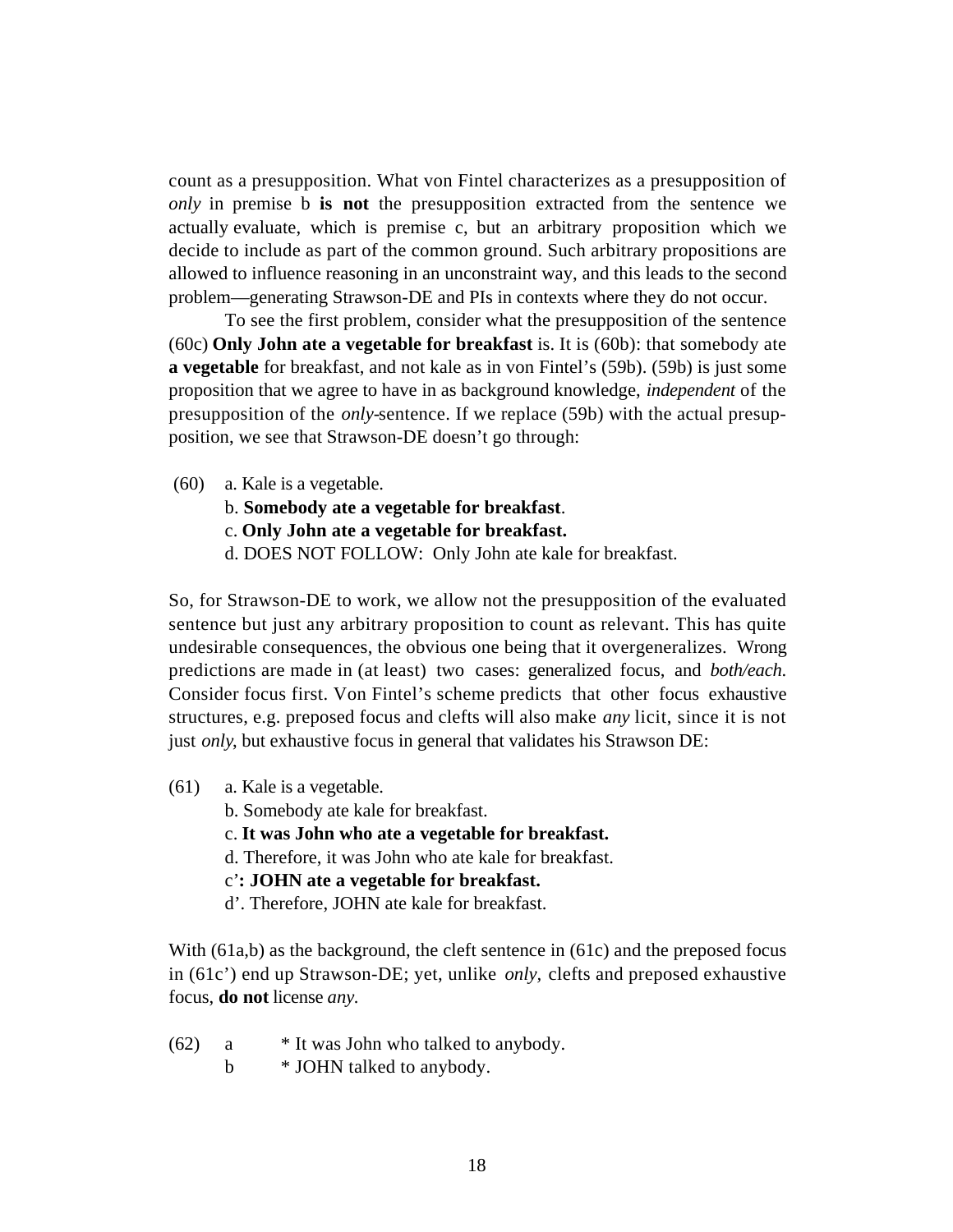count as a presupposition. What von Fintel characterizes as a presupposition of *only* in premise b **is not** the presupposition extracted from the sentence we actually evaluate, which is premise c, but an arbitrary proposition which we decide to include as part of the common ground. Such arbitrary propositions are allowed to influence reasoning in an unconstraint way, and this leads to the second problem—generating Strawson-DE and PIs in contexts where they do not occur.

To see the first problem, consider what the presupposition of the sentence (60c) **Only John ate a vegetable for breakfast** is. It is (60b): that somebody ate **a vegetable** for breakfast, and not kale as in von Fintel's (59b). (59b) is just some proposition that we agree to have in as background knowledge, *independent* of the presupposition of the *only*-sentence. If we replace (59b) with the actual presupposition, we see that Strawson-DE doesn't go through:

(60) a. Kale is a vegetable.
b. **Somebody ate a vegetable for breakfast**.
c. **Only John ate a vegetable for breakfast.**
d. DOES NOT FOLLOW: Only John ate kale for breakfast.

So, for Strawson-DE to work, we allow not the presupposition of the evaluated sentence but just any arbitrary proposition to count as relevant. This has quite undesirable consequences, the obvious one being that it overgeneralizes. Wrong predictions are made in (at least) two cases: generalized focus, and *both/each*. Consider focus first. Von Fintel's scheme predicts that other focus exhaustive structures, e.g. preposed focus and clefts will also make *any* licit, since it is not just *only*, but exhaustive focus in general that validates his Strawson DE:

(61) a. Kale is a vegetable.
b. Somebody ate kale for breakfast.
c. **It was John who ate a vegetable for breakfast.**
d. Therefore, it was John who ate kale for breakfast.
c'**: JOHN ate a vegetable for breakfast.**
d'. Therefore, JOHN ate kale for breakfast.

With (61a,b) as the background, the cleft sentence in (61c) and the preposed focus in (61c') end up Strawson-DE; yet, unlike *only,* clefts and preposed exhaustive focus, **do not** license *any.*

(62) a * It was John who talked to anybody.
b * JOHN talked to anybody.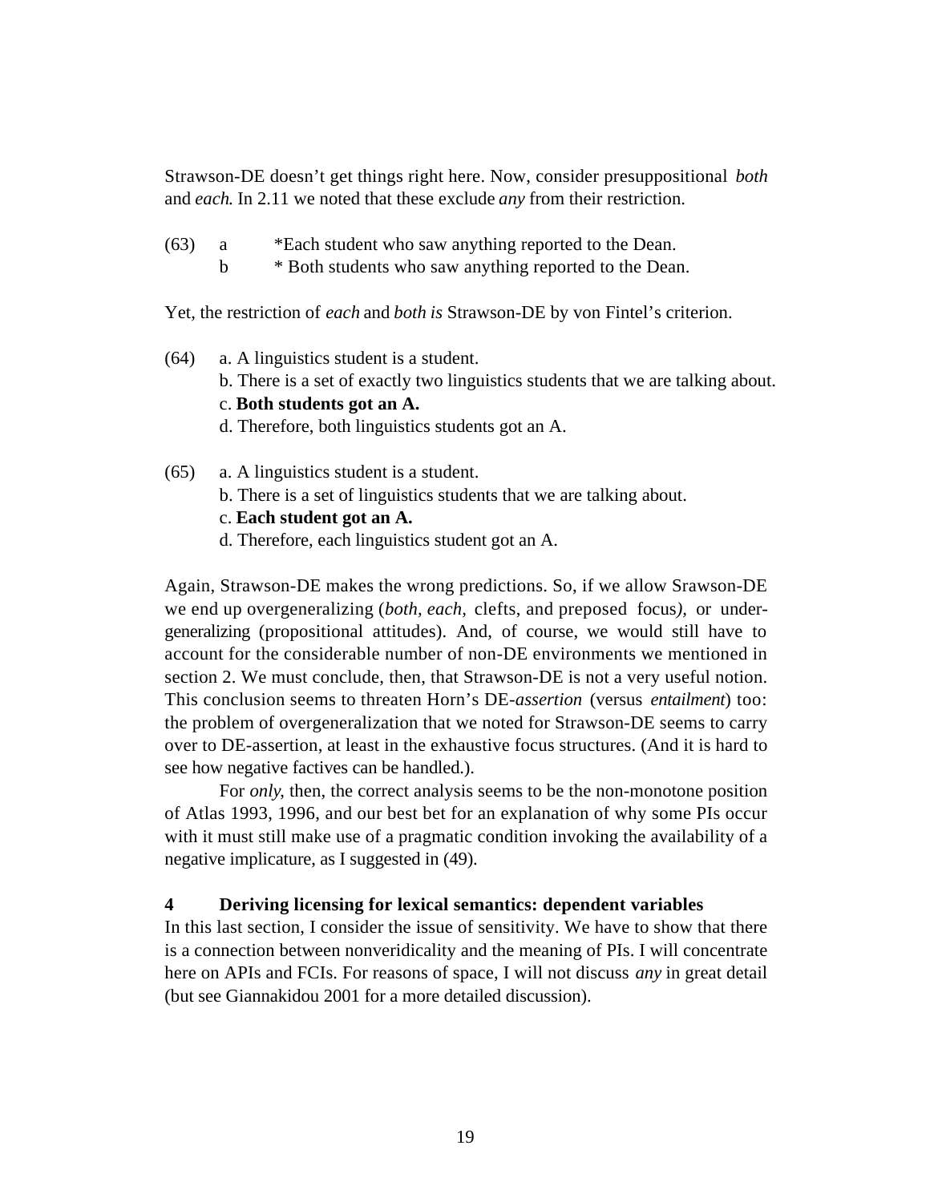Strawson-DE doesn't get things right here. Now, consider presuppositional *both* and *each*. In 2.11 we noted that these exclude *any* from their restriction.

(63) a *Each student who saw anything reported to the Dean.
b * Both students who saw anything reported to the Dean.

Yet, the restriction of *each* and *both is* Strawson-DE by von Fintel's criterion.

(64) a. A linguistics student is a student.
b. There is a set of exactly two linguistics students that we are talking about.
c. **Both students got an A.**
d. Therefore, both linguistics students got an A.

(65) a. A linguistics student is a student.
b. There is a set of linguistics students that we are talking about.
c. **Each student got an A.**
d. Therefore, each linguistics student got an A.

Again, Strawson-DE makes the wrong predictions. So, if we allow Srawson-DE we end up overgeneralizing (*both, each,* clefts, and preposed focus*),* or under-generalizing (propositional attitudes). And, of course, we would still have to account for the considerable number of non-DE environments we mentioned in section 2. We must conclude, then, that Strawson-DE is not a very useful notion. This conclusion seems to threaten Horn's DE-*assertion* (versus *entailment*) too: the problem of overgeneralization that we noted for Strawson-DE seems to carry over to DE-assertion, at least in the exhaustive focus structures. (And it is hard to see how negative factives can be handled.).

For *only*, then, the correct analysis seems to be the non-monotone position of Atlas 1993, 1996, and our best bet for an explanation of why some PIs occur with it must still make use of a pragmatic condition invoking the availability of a negative implicature, as I suggested in (49).

## 4 Deriving licensing for lexical semantics: dependent variables

In this last section, I consider the issue of sensitivity. We have to show that there is a connection between nonveridicality and the meaning of PIs. I will concentrate here on APIs and FCIs. For reasons of space, I will not discuss *any* in great detail (but see Giannakidou 2001 for a more detailed discussion).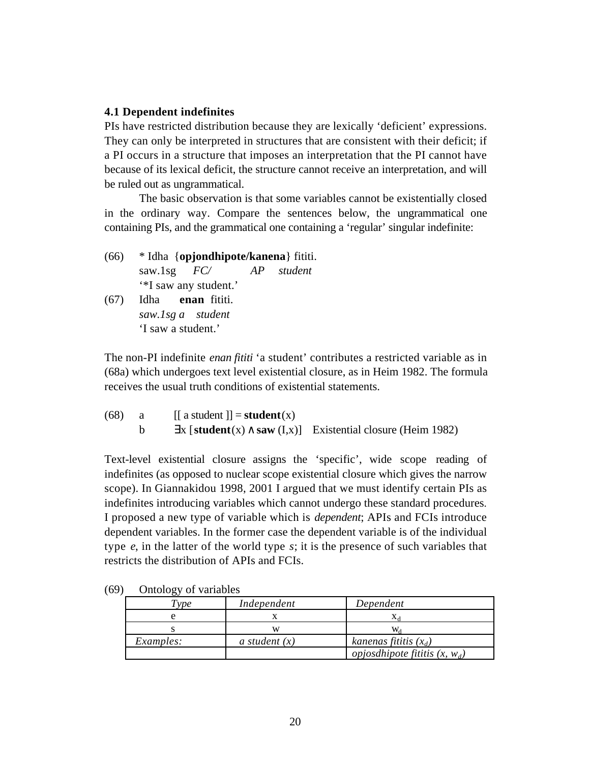### 4.1 Dependent indefinites

PIs have restricted distribution because they are lexically 'deficient' expressions. They can only be interpreted in structures that are consistent with their deficit; if a PI occurs in a structure that imposes an interpretation that the PI cannot have because of its lexical deficit, the structure cannot receive an interpretation, and will be ruled out as ungrammatical.

The basic observation is that some variables cannot be existentially closed in the ordinary way. Compare the sentences below, the ungrammatical one containing PIs, and the grammatical one containing a 'regular' singular indefinite:

(66) * Idha {**opjondhipote/kanena**} fititi.
saw.1sg *FC/ AP student*
'*I saw any student.'

(67) Idha **enan** fititi.
*saw.1sg a student*
'I saw a student.'

The non-PI indefinite *enan fititi* 'a student' contributes a restricted variable as in (68a) which undergoes text level existential closure, as in Heim 1982. The formula receives the usual truth conditions of existential statements.

(68) a $[[\text{ a student }]] = \textbf{student}(x)$
b $\exists x\, [\textbf{student}(x) \wedge \textbf{saw}\,(I,x)]$ Existential closure (Heim 1982)

Text-level existential closure assigns the 'specific', wide scope reading of indefinites (as opposed to nuclear scope existential closure which gives the narrow scope). In Giannakidou 1998, 2001 I argued that we must identify certain PIs as indefinites introducing variables which cannot undergo these standard procedures. I proposed a new type of variable which is *dependent*; APIs and FCIs introduce dependent variables. In the former case the dependent variable is of the individual type *e*, in the latter of the world type *s*; it is the presence of such variables that restricts the distribution of APIs and FCIs.

(69) Ontology of variables

| *Type* | *Independent* | *Dependent* |
|---|---|---|
| e | x | $x_d$ |
| s | w | $w_d$ |
| *Examples:* | *a student (x)* | *kanenas fititis* ($x_d$) |
| | | *opjosdhipote fititis* ($x, w_d$) |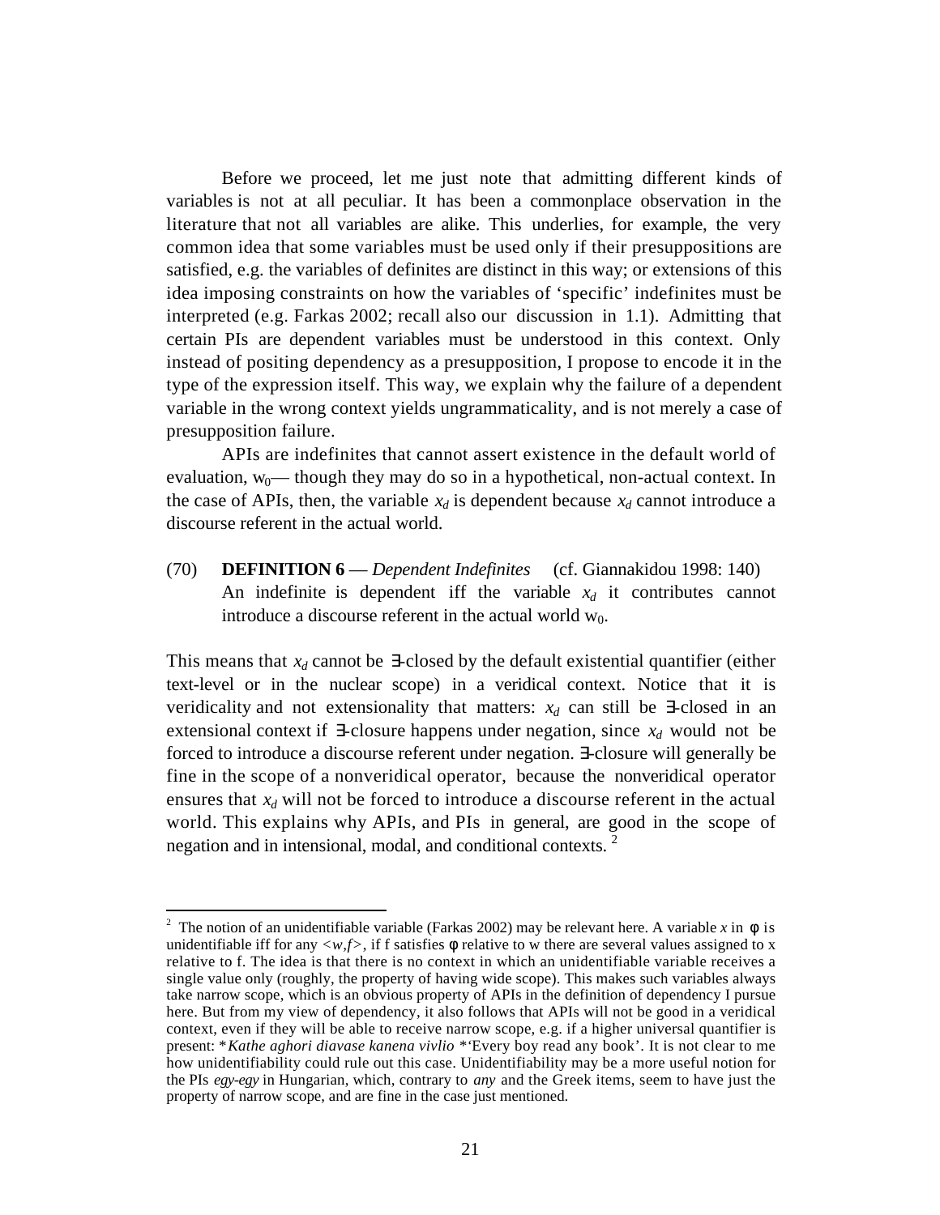Before we proceed, let me just note that admitting different kinds of variables is not at all peculiar. It has been a commonplace observation in the literature that not all variables are alike. This underlies, for example, the very common idea that some variables must be used only if their presuppositions are satisfied, e.g. the variables of definites are distinct in this way; or extensions of this idea imposing constraints on how the variables of 'specific' indefinites must be interpreted (e.g. Farkas 2002; recall also our discussion in 1.1). Admitting that certain PIs are dependent variables must be understood in this context. Only instead of positing dependency as a presupposition, I propose to encode it in the type of the expression itself. This way, we explain why the failure of a dependent variable in the wrong context yields ungrammaticality, and is not merely a case of presupposition failure.

APIs are indefinites that cannot assert existence in the default world of evaluation, $w_0$— though they may do so in a hypothetical, non-actual context. In the case of APIs, then, the variable $x_d$ is dependent because $x_d$ cannot introduce a discourse referent in the actual world.

(70) **DEFINITION 6** — *Dependent Indefinites* (cf. Giannakidou 1998: 140)
An indefinite is dependent iff the variable $x_d$ it contributes cannot introduce a discourse referent in the actual world $w_0$.

This means that $x_d$ cannot be ∃-closed by the default existential quantifier (either text-level or in the nuclear scope) in a veridical context. Notice that it is veridicality and not extensionality that matters: $x_d$ can still be ∃-closed in an extensional context if ∃-closure happens under negation, since $x_d$ would not be forced to introduce a discourse referent under negation. ∃-closure will generally be fine in the scope of a nonveridical operator, because the nonveridical operator ensures that $x_d$ will not be forced to introduce a discourse referent in the actual world. This explains why APIs, and PIs in general, are good in the scope of negation and in intensional, modal, and conditional contexts. [2]

---

[2] The notion of an unidentifiable variable (Farkas 2002) may be relevant here. A variable $x$ in $\phi$ is unidentifiable iff for any $<w,f>$, if f satisfies $\phi$ relative to w there are several values assigned to x relative to f. The idea is that there is no context in which an unidentifiable variable receives a single value only (roughly, the property of having wide scope). This makes such variables always take narrow scope, which is an obvious property of APIs in the definition of dependency I pursue here. But from my view of dependency, it also follows that APIs will not be good in a veridical context, even if they will be able to receive narrow scope, e.g. if a higher universal quantifier is present: \**Kathe aghori diavase kanena vivlio* \*'Every boy read any book'. It is not clear to me how unidentifiability could rule out this case. Unidentifiability may be a more useful notion for the PIs *egy-egy* in Hungarian, which, contrary to *any* and the Greek items, seem to have just the property of narrow scope, and are fine in the case just mentioned.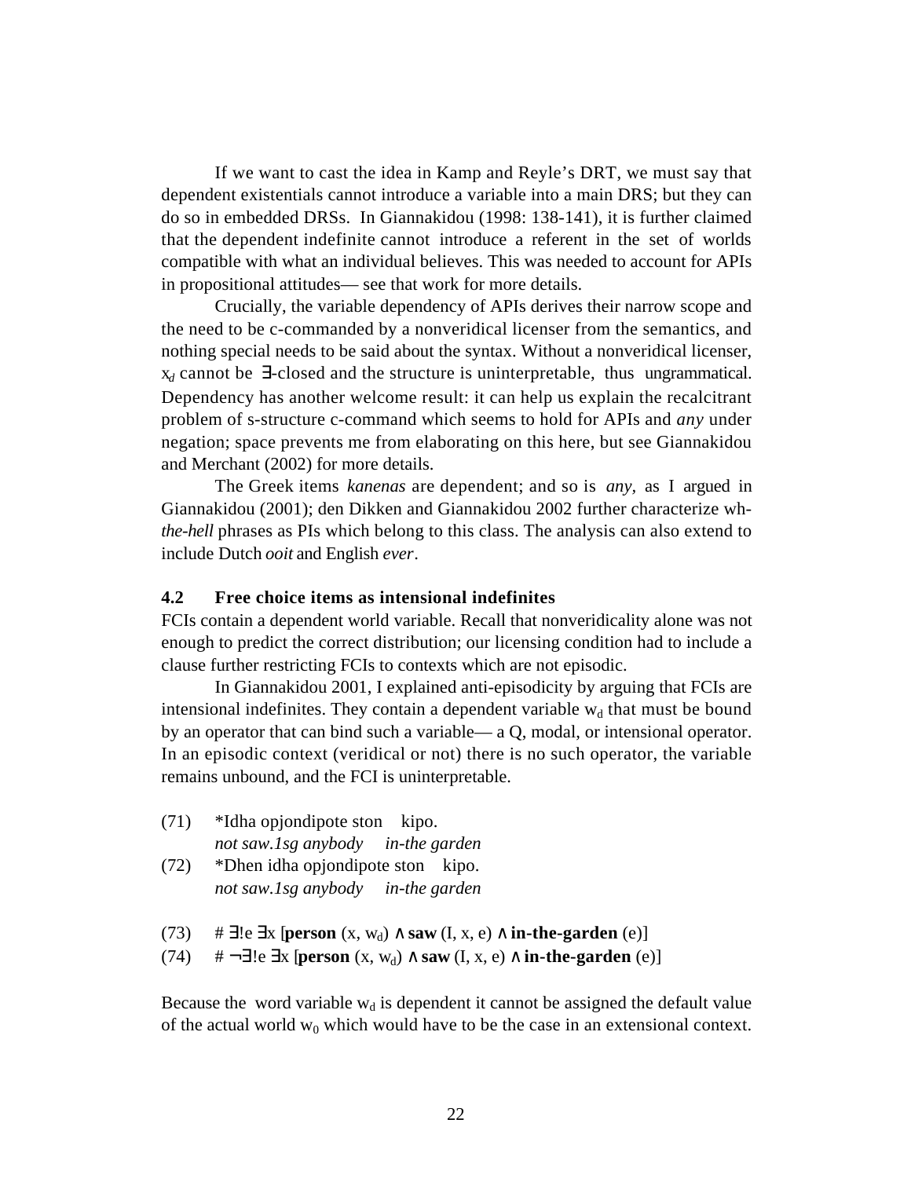If we want to cast the idea in Kamp and Reyle's DRT, we must say that dependent existentials cannot introduce a variable into a main DRS; but they can do so in embedded DRSs. In Giannakidou (1998: 138-141), it is further claimed that the dependent indefinite cannot introduce a referent in the set of worlds compatible with what an individual believes. This was needed to account for APIs in propositional attitudes— see that work for more details.

Crucially, the variable dependency of APIs derives their narrow scope and the need to be c-commanded by a nonveridical licenser from the semantics, and nothing special needs to be said about the syntax. Without a nonveridical licenser, $x_d$ cannot be ∃-closed and the structure is uninterpretable, thus ungrammatical. Dependency has another welcome result: it can help us explain the recalcitrant problem of s-structure c-command which seems to hold for APIs and *any* under negation; space prevents me from elaborating on this here, but see Giannakidou and Merchant (2002) for more details.

The Greek items *kanenas* are dependent; and so is *any*, as I argued in Giannakidou (2001); den Dikken and Giannakidou 2002 further characterize wh-*the-hell* phrases as PIs which belong to this class. The analysis can also extend to include Dutch *ooit* and English *ever*.

### 4.2 Free choice items as intensional indefinites

FCIs contain a dependent world variable. Recall that nonveridicality alone was not enough to predict the correct distribution; our licensing condition had to include a clause further restricting FCIs to contexts which are not episodic.

In Giannakidou 2001, I explained anti-episodicity by arguing that FCIs are intensional indefinites. They contain a dependent variable $w_d$ that must be bound by an operator that can bind such a variable— a Q, modal, or intensional operator. In an episodic context (veridical or not) there is no such operator, the variable remains unbound, and the FCI is uninterpretable.

(71) *Idha opjondipote ston kipo.
*not saw.1sg anybody in-the garden*

(72) *Dhen idha opjondipote ston kipo.
*not saw.1sg anybody in-the garden*

(73) # $\exists!e\ \exists x\ [$**person** $(x, w_d) \wedge$ **saw** $(I, x, e) \wedge$ **in-the-garden** $(e)]$

(74) # $\neg\exists!e\ \exists x\ [$**person** $(x, w_d) \wedge$ **saw** $(I, x, e) \wedge$ **in-the-garden** $(e)]$

Because the word variable $w_d$ is dependent it cannot be assigned the default value of the actual world $w_0$ which would have to be the case in an extensional context.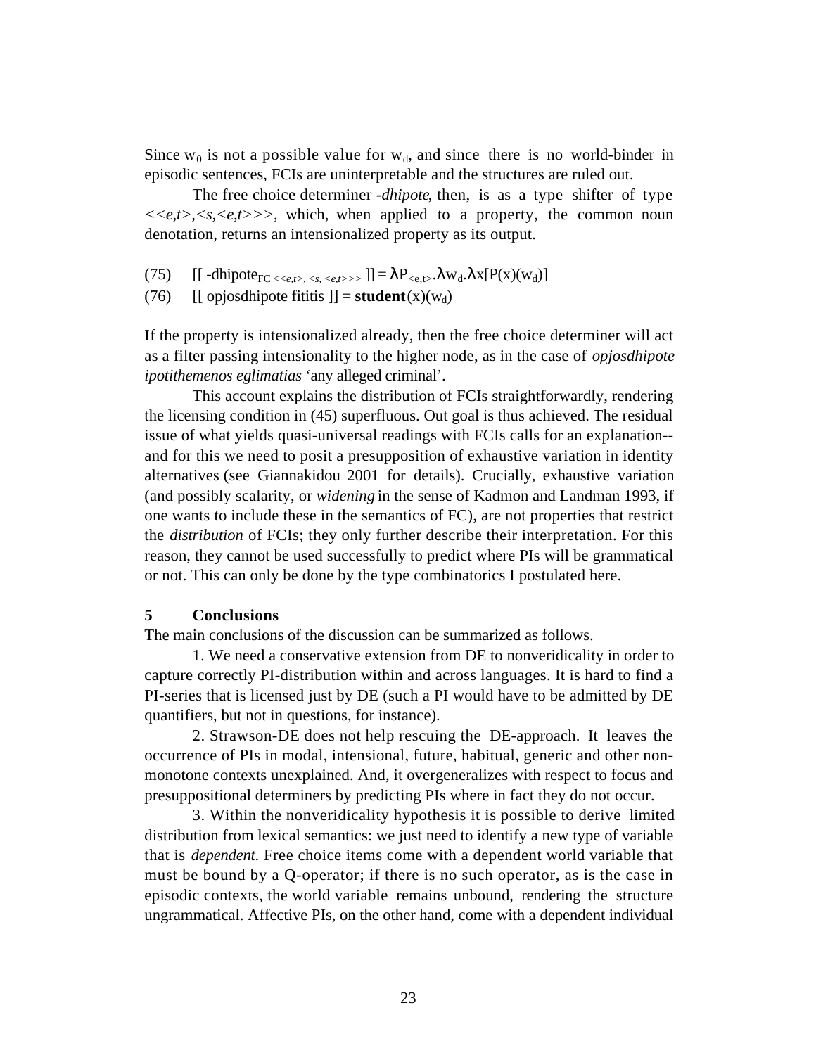Since $w_0$ is not a possible value for $w_d$, and since there is no world-binder in episodic sentences, FCIs are uninterpretable and the structures are ruled out.

The free choice determiner *-dhipote*, then, is as a type shifter of type *<<e,t>,<s,<e,t>>>*, which, when applied to a property, the common noun denotation, returns an intensionalized property as its output.

(75) $[[\text{ -dhipote}_{FC <<e,t>, <s, <e,t>>>} ]] = \lambda P_{<e,t>}.\lambda w_d.\lambda x[P(x)(w_d)]$

(76) $[[\text{ opjosdhipote fititis }]] = \textbf{student}(x)(w_d)$

If the property is intensionalized already, then the free choice determiner will act as a filter passing intensionality to the higher node, as in the case of *opjosdhipote ipotithemenos eglimatias* 'any alleged criminal'.

This account explains the distribution of FCIs straightforwardly, rendering the licensing condition in (45) superfluous. Out goal is thus achieved. The residual issue of what yields quasi-universal readings with FCIs calls for an explanation--and for this we need to posit a presupposition of exhaustive variation in identity alternatives (see Giannakidou 2001 for details). Crucially, exhaustive variation (and possibly scalarity, or *widening* in the sense of Kadmon and Landman 1993, if one wants to include these in the semantics of FC), are not properties that restrict the *distribution* of FCIs; they only further describe their interpretation. For this reason, they cannot be used successfully to predict where PIs will be grammatical or not. This can only be done by the type combinatorics I postulated here.

## 5 Conclusions

The main conclusions of the discussion can be summarized as follows.

1. We need a conservative extension from DE to nonveridicality in order to capture correctly PI-distribution within and across languages. It is hard to find a PI-series that is licensed just by DE (such a PI would have to be admitted by DE quantifiers, but not in questions, for instance).

2. Strawson-DE does not help rescuing the DE-approach. It leaves the occurrence of PIs in modal, intensional, future, habitual, generic and other non-monotone contexts unexplained. And, it overgeneralizes with respect to focus and presuppositional determiners by predicting PIs where in fact they do not occur.

3. Within the nonveridicality hypothesis it is possible to derive limited distribution from lexical semantics: we just need to identify a new type of variable that is *dependent*. Free choice items come with a dependent world variable that must be bound by a Q-operator; if there is no such operator, as is the case in episodic contexts, the world variable remains unbound, rendering the structure ungrammatical. Affective PIs, on the other hand, come with a dependent individual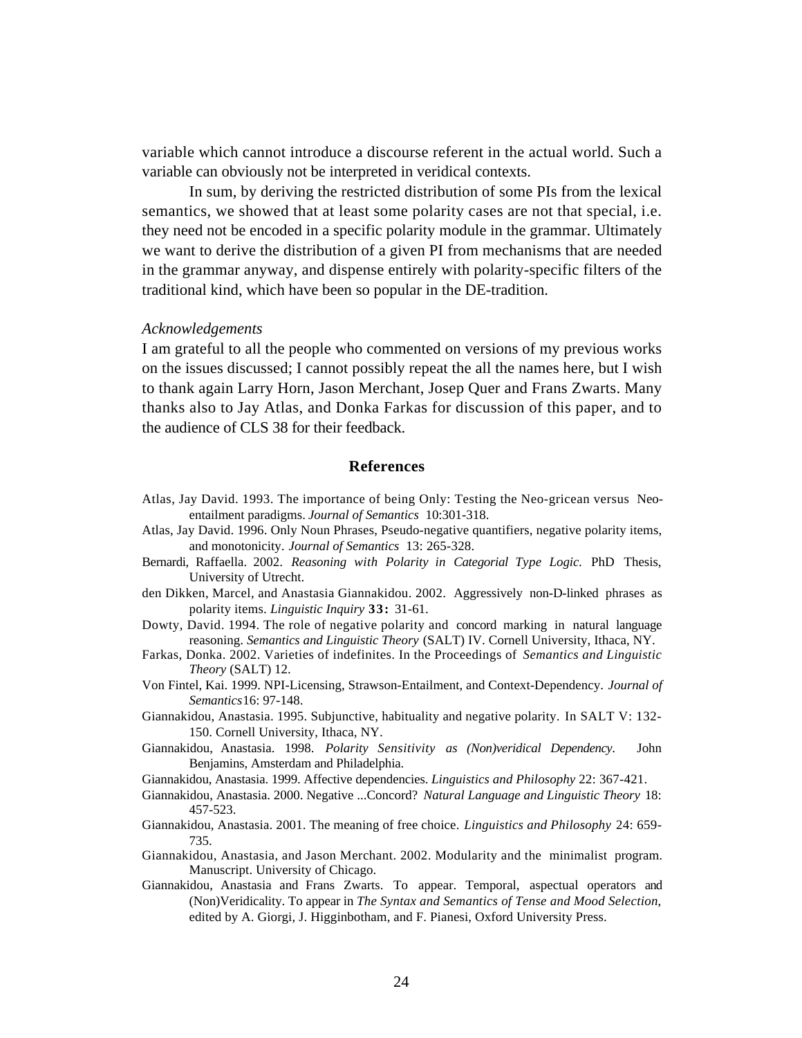variable which cannot introduce a discourse referent in the actual world. Such a variable can obviously not be interpreted in veridical contexts.

In sum, by deriving the restricted distribution of some PIs from the lexical semantics, we showed that at least some polarity cases are not that special, i.e. they need not be encoded in a specific polarity module in the grammar. Ultimately we want to derive the distribution of a given PI from mechanisms that are needed in the grammar anyway, and dispense entirely with polarity-specific filters of the traditional kind, which have been so popular in the DE-tradition.

*Acknowledgements*

I am grateful to all the people who commented on versions of my previous works on the issues discussed; I cannot possibly repeat the all the names here, but I wish to thank again Larry Horn, Jason Merchant, Josep Quer and Frans Zwarts. Many thanks also to Jay Atlas, and Donka Farkas for discussion of this paper, and to the audience of CLS 38 for their feedback.

## References

Atlas, Jay David. 1993. The importance of being Only: Testing the Neo-gricean versus Neo-entailment paradigms. *Journal of Semantics* 10:301-318.

Atlas, Jay David. 1996. Only Noun Phrases, Pseudo-negative quantifiers, negative polarity items, and monotonicity. *Journal of Semantics* 13: 265-328.

Bernardi, Raffaella. 2002. *Reasoning with Polarity in Categorial Type Logic.* PhD Thesis, University of Utrecht.

den Dikken, Marcel, and Anastasia Giannakidou. 2002. Aggressively non-D-linked phrases as polarity items. *Linguistic Inquiry* **33:** 31-61.

Dowty, David. 1994. The role of negative polarity and concord marking in natural language reasoning. *Semantics and Linguistic Theory* (SALT) IV. Cornell University, Ithaca, NY.

Farkas, Donka. 2002. Varieties of indefinites. In the Proceedings of *Semantics and Linguistic Theory* (SALT) 12.

Von Fintel, Kai. 1999. NPI-Licensing, Strawson-Entailment, and Context-Dependency. *Journal of Semantics* 16: 97-148.

Giannakidou, Anastasia. 1995. Subjunctive, habituality and negative polarity. In SALT V: 132-150. Cornell University, Ithaca, NY.

Giannakidou, Anastasia. 1998. *Polarity Sensitivity as (Non)veridical Dependency.* John Benjamins, Amsterdam and Philadelphia.

Giannakidou, Anastasia. 1999. Affective dependencies. *Linguistics and Philosophy* 22: 367-421.

Giannakidou, Anastasia. 2000. Negative ...Concord? *Natural Language and Linguistic Theory* 18: 457-523.

Giannakidou, Anastasia. 2001. The meaning of free choice. *Linguistics and Philosophy* 24: 659-735.

Giannakidou, Anastasia, and Jason Merchant. 2002. Modularity and the minimalist program. Manuscript. University of Chicago.

Giannakidou, Anastasia and Frans Zwarts. To appear. Temporal, aspectual operators and (Non)Veridicality. To appear in *The Syntax and Semantics of Tense and Mood Selection*, edited by A. Giorgi, J. Higginbotham, and F. Pianesi, Oxford University Press.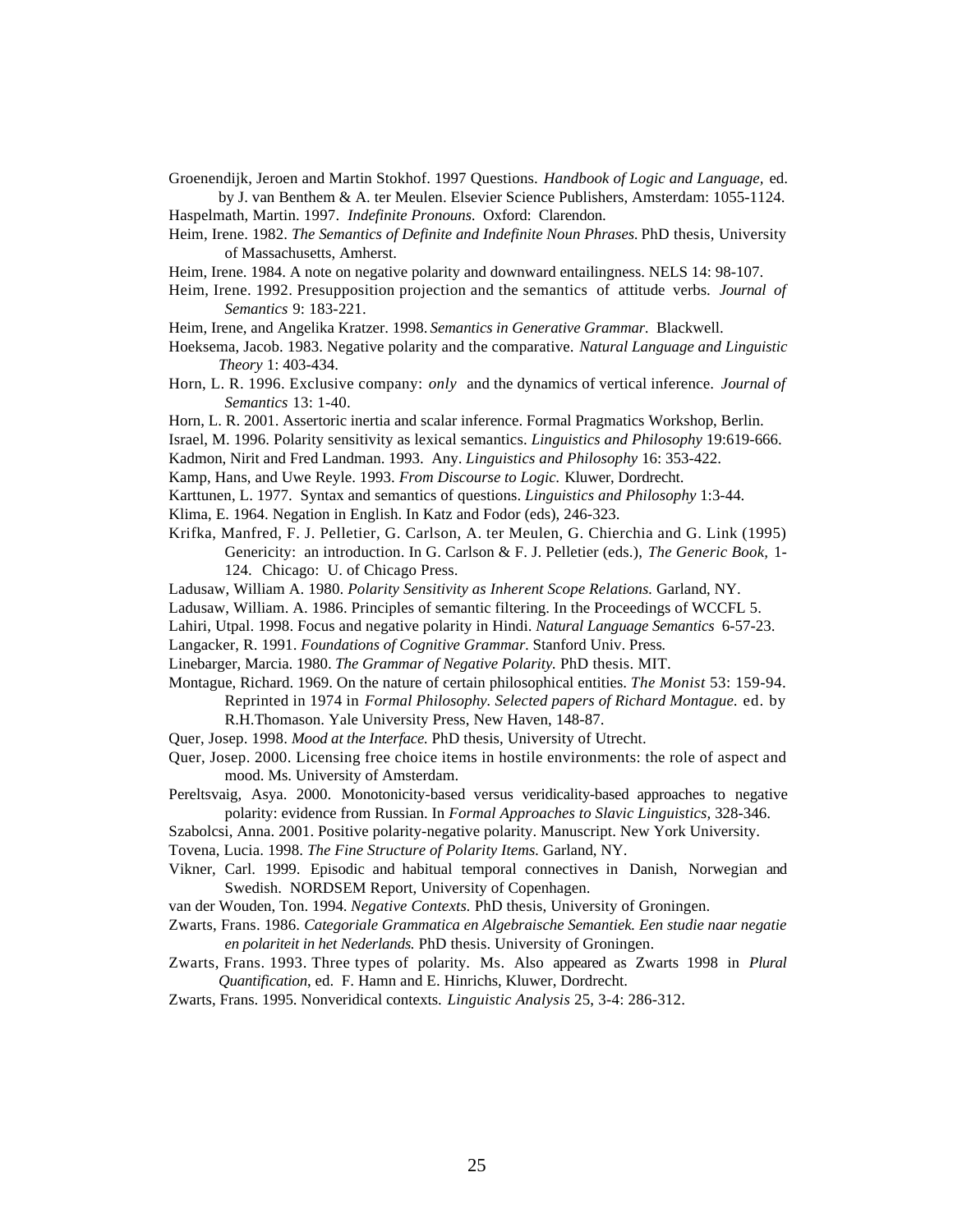Groenendijk, Jeroen and Martin Stokhof. 1997 Questions. *Handbook of Logic and Language,* ed. by J. van Benthem & A. ter Meulen. Elsevier Science Publishers, Amsterdam: 1055-1124.

Haspelmath, Martin. 1997. *Indefinite Pronouns.* Oxford: Clarendon.

Heim, Irene. 1982. *The Semantics of Definite and Indefinite Noun Phrases.* PhD thesis, University of Massachusetts, Amherst.

Heim, Irene. 1984. A note on negative polarity and downward entailingness. NELS 14: 98-107.

Heim, Irene. 1992. Presupposition projection and the semantics of attitude verbs. *Journal of Semantics* 9: 183-221.

Heim, Irene, and Angelika Kratzer. 1998. *Semantics in Generative Grammar.* Blackwell.

Hoeksema, Jacob. 1983. Negative polarity and the comparative. *Natural Language and Linguistic Theory* 1: 403-434.

Horn, L. R. 1996. Exclusive company: *only* and the dynamics of vertical inference. *Journal of Semantics* 13: 1-40.

Horn, L. R. 2001. Assertoric inertia and scalar inference. Formal Pragmatics Workshop, Berlin.

Israel, M. 1996. Polarity sensitivity as lexical semantics. *Linguistics and Philosophy* 19:619-666.

Kadmon, Nirit and Fred Landman. 1993. Any. *Linguistics and Philosophy* 16: 353-422.

Kamp, Hans, and Uwe Reyle. 1993. *From Discourse to Logic.* Kluwer, Dordrecht.

Karttunen, L. 1977. Syntax and semantics of questions. *Linguistics and Philosophy* 1:3-44.

Klima, E. 1964. Negation in English. In Katz and Fodor (eds), 246-323.

Krifka, Manfred, F. J. Pelletier, G. Carlson, A. ter Meulen, G. Chierchia and G. Link (1995) Genericity: an introduction. In G. Carlson & F. J. Pelletier (eds.), *The Generic Book,* 1-124. Chicago: U. of Chicago Press.

Ladusaw, William A. 1980. *Polarity Sensitivity as Inherent Scope Relations.* Garland, NY.

Ladusaw, William. A. 1986. Principles of semantic filtering. In the Proceedings of WCCFL 5.

Lahiri, Utpal. 1998. Focus and negative polarity in Hindi. *Natural Language Semantics* 6-57-23.

Langacker, R. 1991. *Foundations of Cognitive Grammar.* Stanford Univ. Press.

Linebarger, Marcia. 1980. *The Grammar of Negative Polarity.* PhD thesis. MIT.

Montague, Richard. 1969. On the nature of certain philosophical entities. *The Monist* 53: 159-94. Reprinted in 1974 in *Formal Philosophy. Selected papers of Richard Montague.* ed. by R.H.Thomason. Yale University Press, New Haven, 148-87.

Quer, Josep. 1998. *Mood at the Interface.* PhD thesis, University of Utrecht.

Quer, Josep. 2000. Licensing free choice items in hostile environments: the role of aspect and mood. Ms. University of Amsterdam.

Pereltsvaig, Asya. 2000. Monotonicity-based versus veridicality-based approaches to negative polarity: evidence from Russian. In *Formal Approaches to Slavic Linguistics,* 328-346.

Szabolcsi, Anna. 2001. Positive polarity-negative polarity. Manuscript. New York University.

Tovena, Lucia. 1998. *The Fine Structure of Polarity Items.* Garland, NY.

Vikner, Carl. 1999. Episodic and habitual temporal connectives in Danish, Norwegian and Swedish. NORDSEM Report, University of Copenhagen.

van der Wouden, Ton. 1994. *Negative Contexts.* PhD thesis, University of Groningen.

Zwarts, Frans. 1986. *Categoriale Grammatica en Algebraische Semantiek. Een studie naar negatie en polariteit in het Nederlands.* PhD thesis. University of Groningen.

Zwarts, Frans. 1993. Three types of polarity. Ms. Also appeared as Zwarts 1998 in *Plural Quantification,* ed. F. Hamn and E. Hinrichs, Kluwer, Dordrecht.

Zwarts, Frans. 1995. Nonveridical contexts. *Linguistic Analysis* 25, 3-4: 286-312.